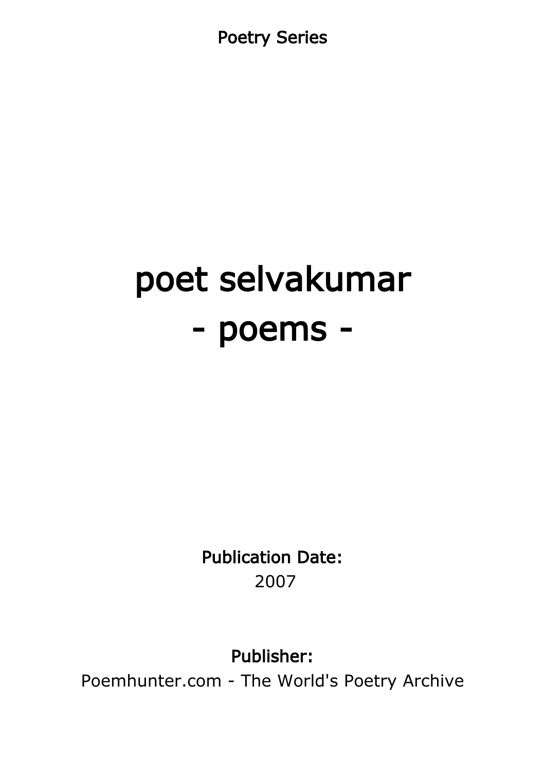Poetry Series

# poet selvakumar
# - poems -

**Publication Date:**
2007

**Publisher:**
Poemhunter.com - The World's Poetry Archive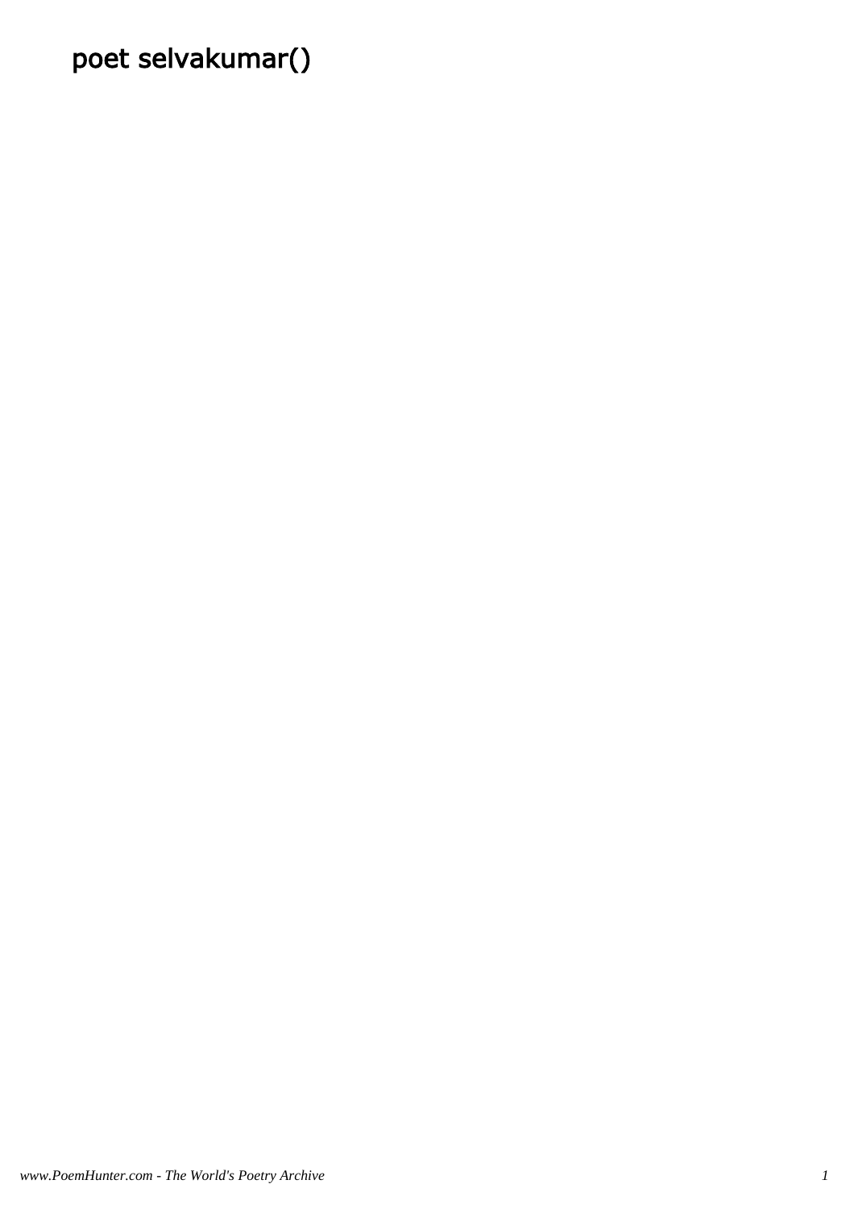# poet selvakumar()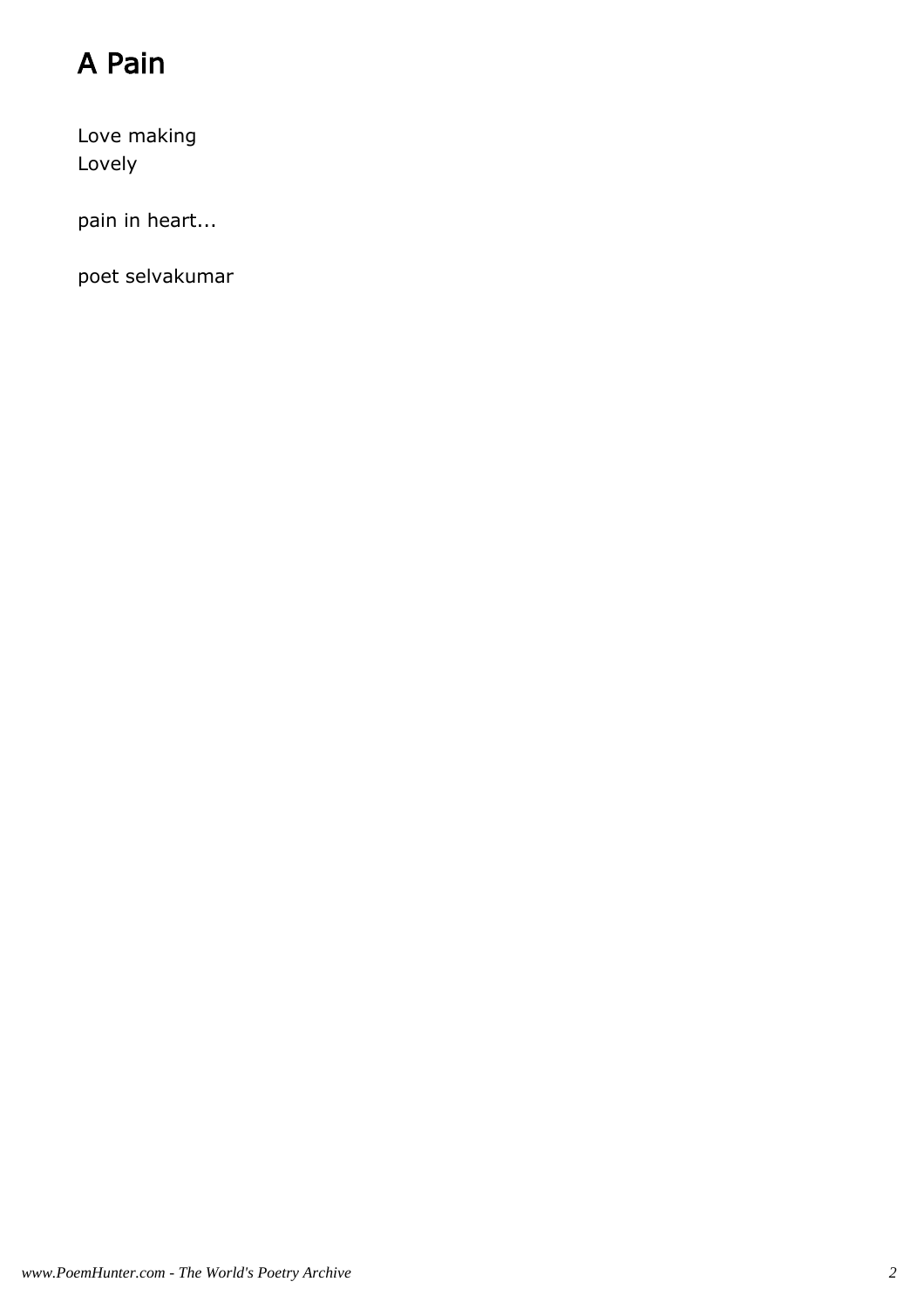# A Pain

Love making
Lovely

pain in heart...

poet selvakumar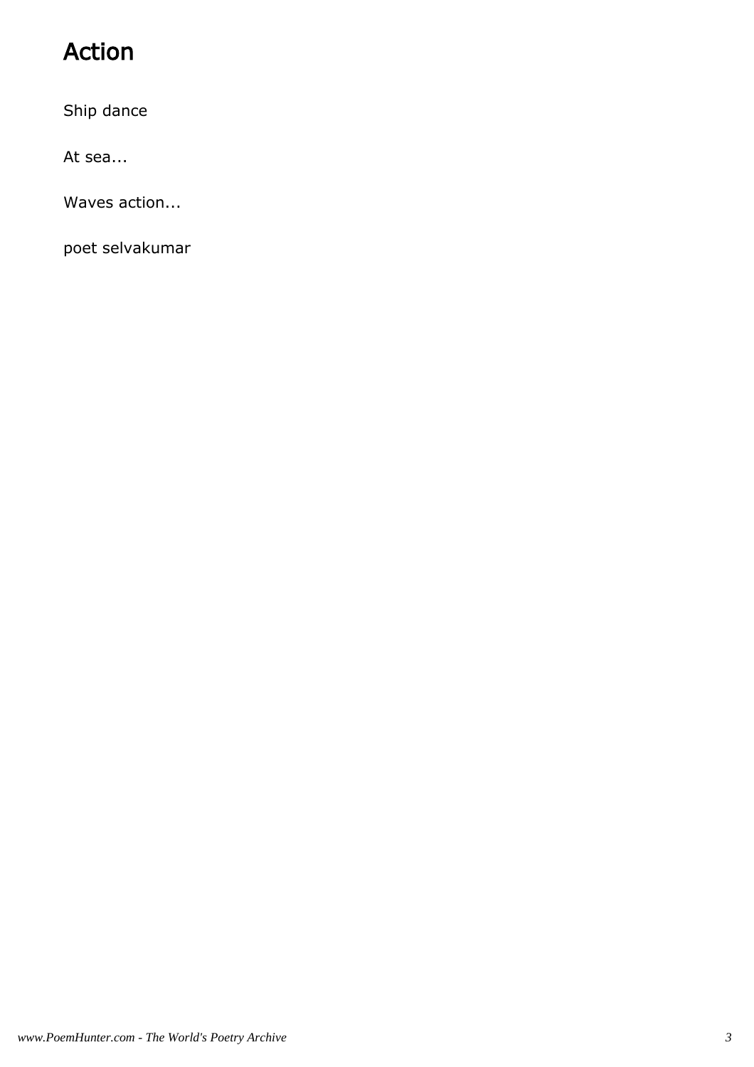# Action

Ship dance

At sea...

Waves action...

poet selvakumar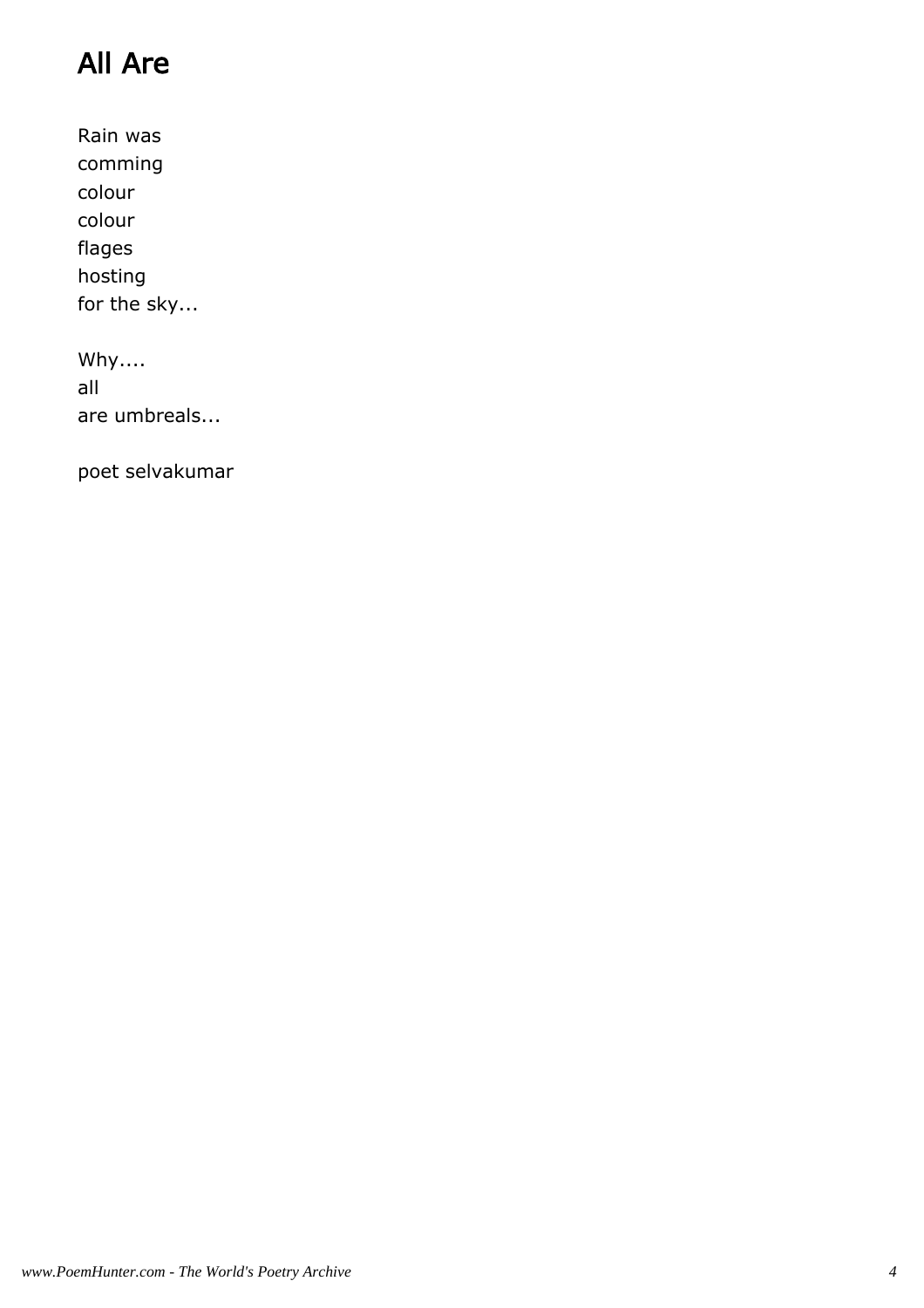# All Are

Rain was
comming
colour
colour
flages
hosting
for the sky...

Why....
all
are umbreals...

poet selvakumar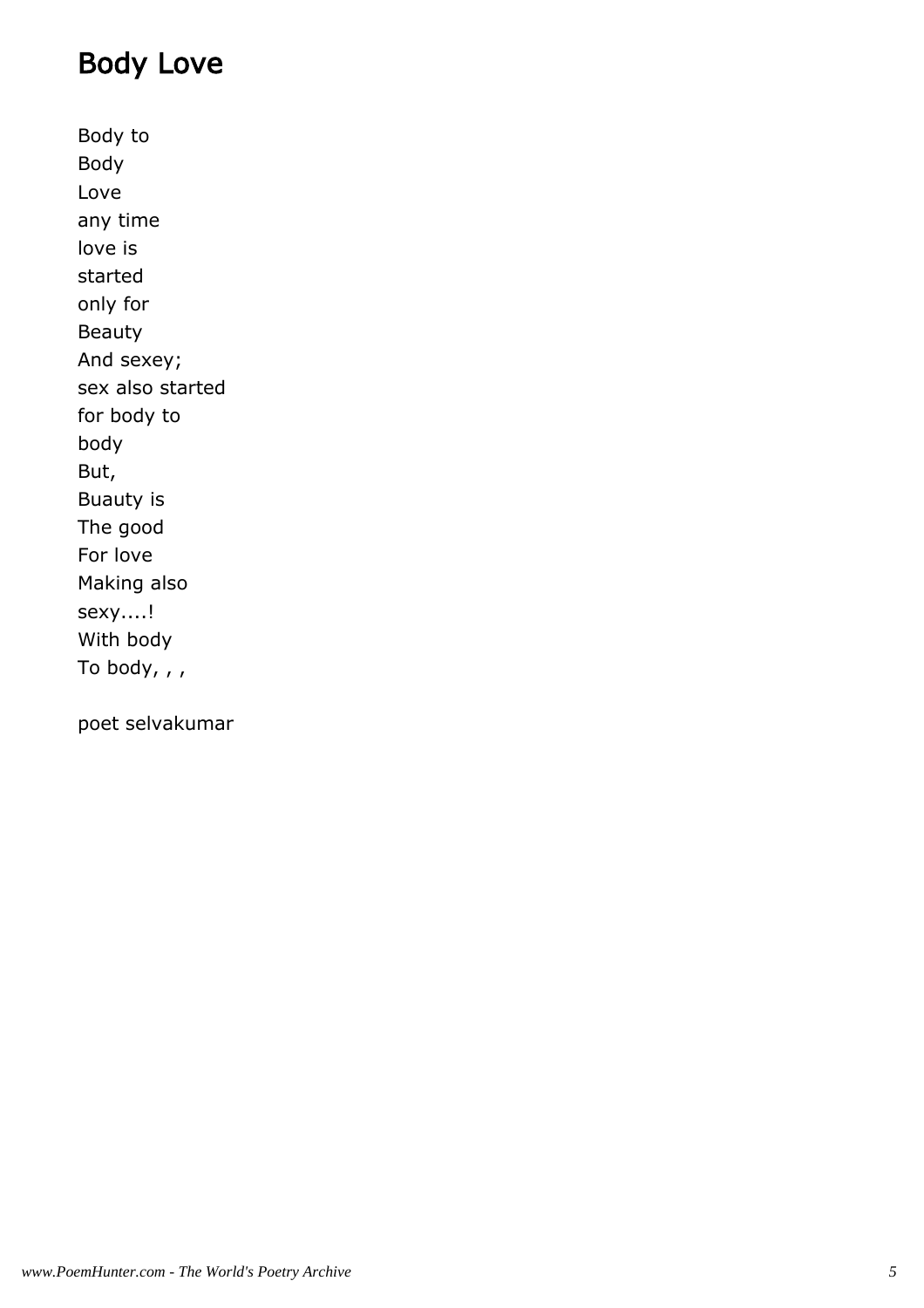# Body Love

Body to
Body
Love
any time
love is
started
only for
Beauty
And sexey;
sex also started
for body to
body
But,
Buauty is
The good
For love
Making also
sexy....!
With body
To body, , ,

poet selvakumar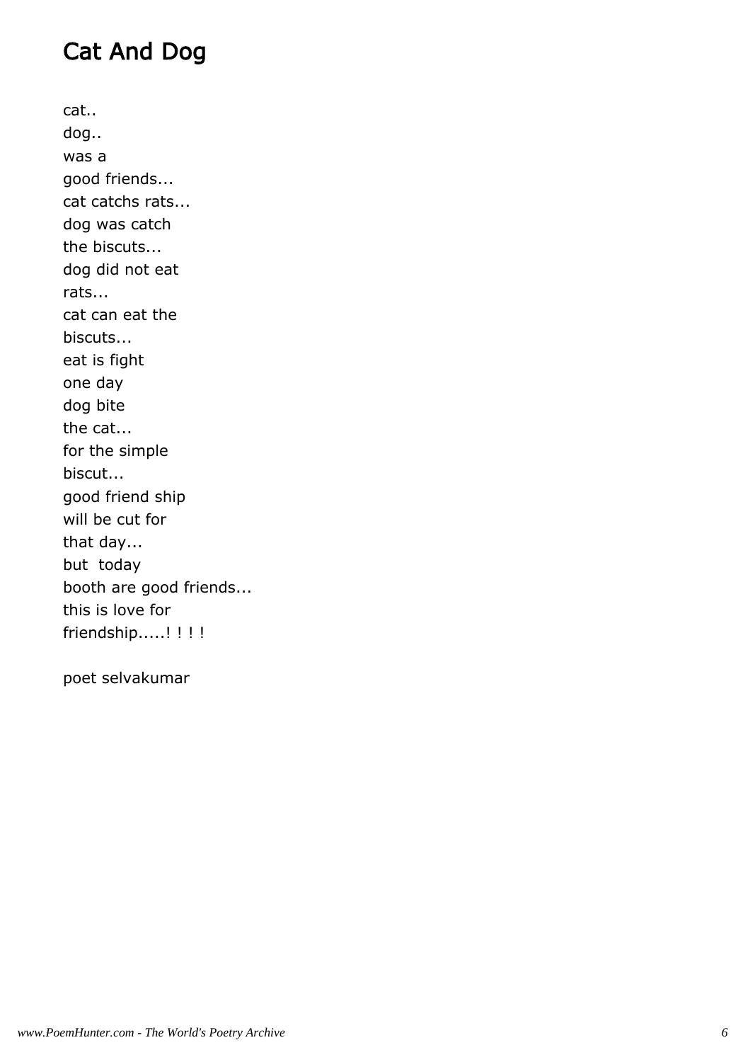# Cat And Dog

cat..
dog..
was a
good friends...
cat catchs rats...
dog was catch
the biscuts...
dog did not eat
rats...
cat can eat the
biscuts...
eat is fight
one day
dog bite
the cat...
for the simple
biscut...
good friend ship
will be cut for
that day...
but  today
booth are good friends...
this is love for
friendship.....! ! ! !

poet selvakumar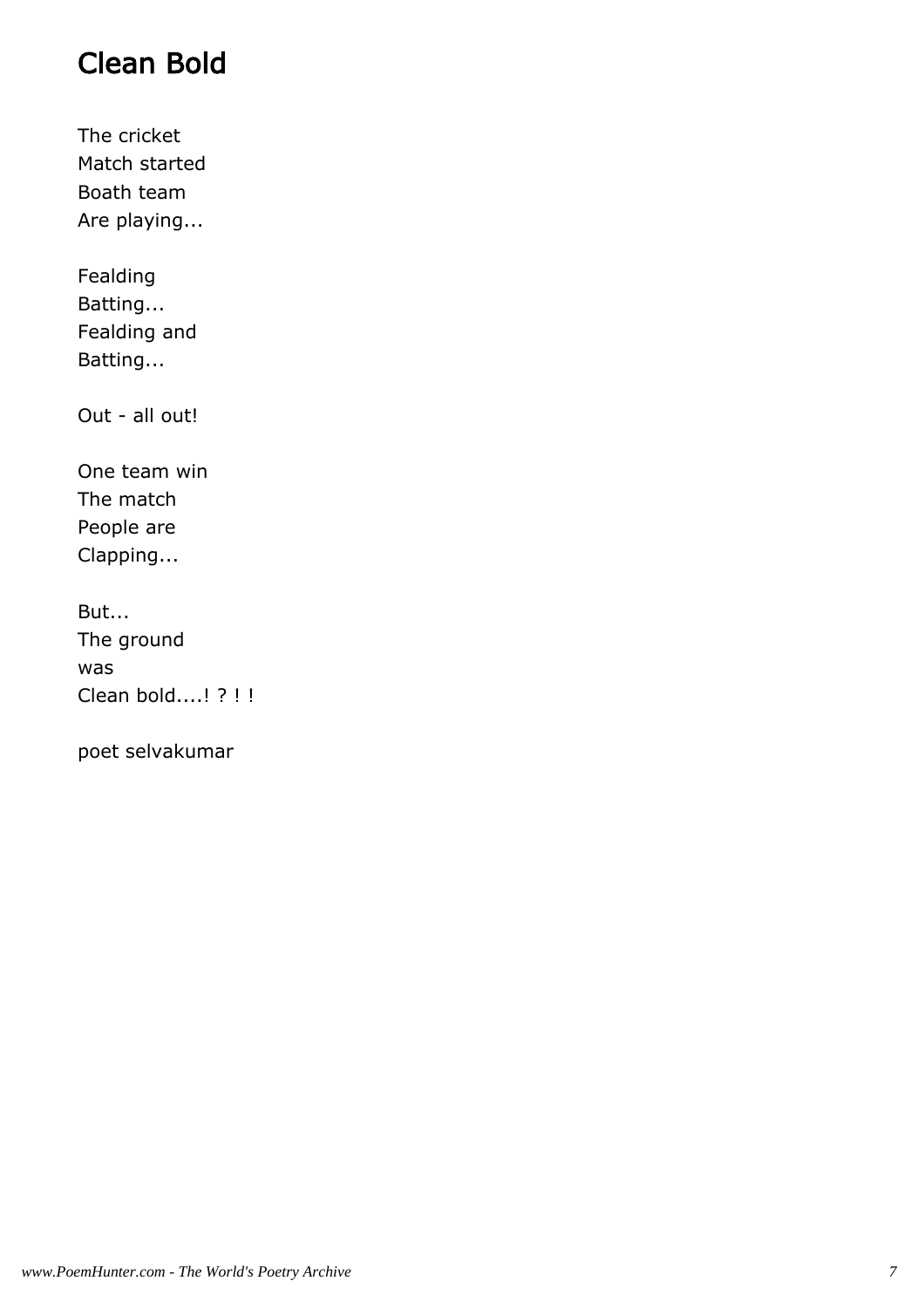# Clean Bold

The cricket
Match started
Boath team
Are playing...

Fealding
Batting...
Fealding and
Batting...

Out - all out!

One team win
The match
People are
Clapping...

But...
The ground
was
Clean bold....! ? ! !

poet selvakumar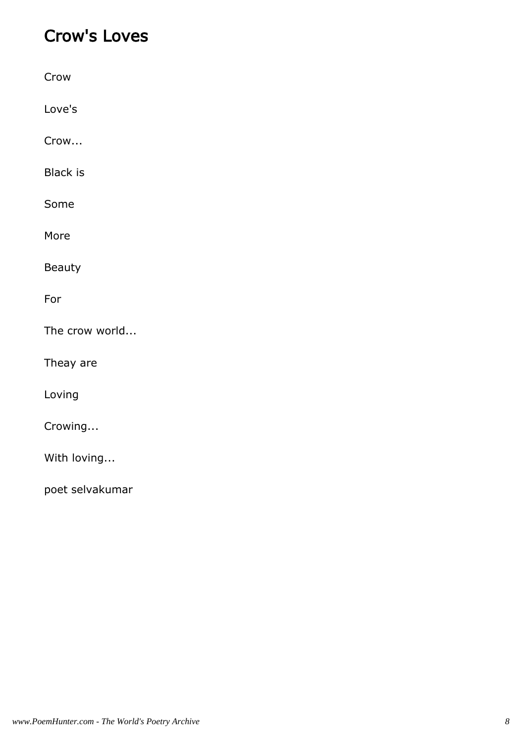# Crow's Loves

Crow

Love's

Crow...

Black is

Some

More

Beauty

For

The crow world...

Theay are

Loving

Crowing...

With loving...

poet selvakumar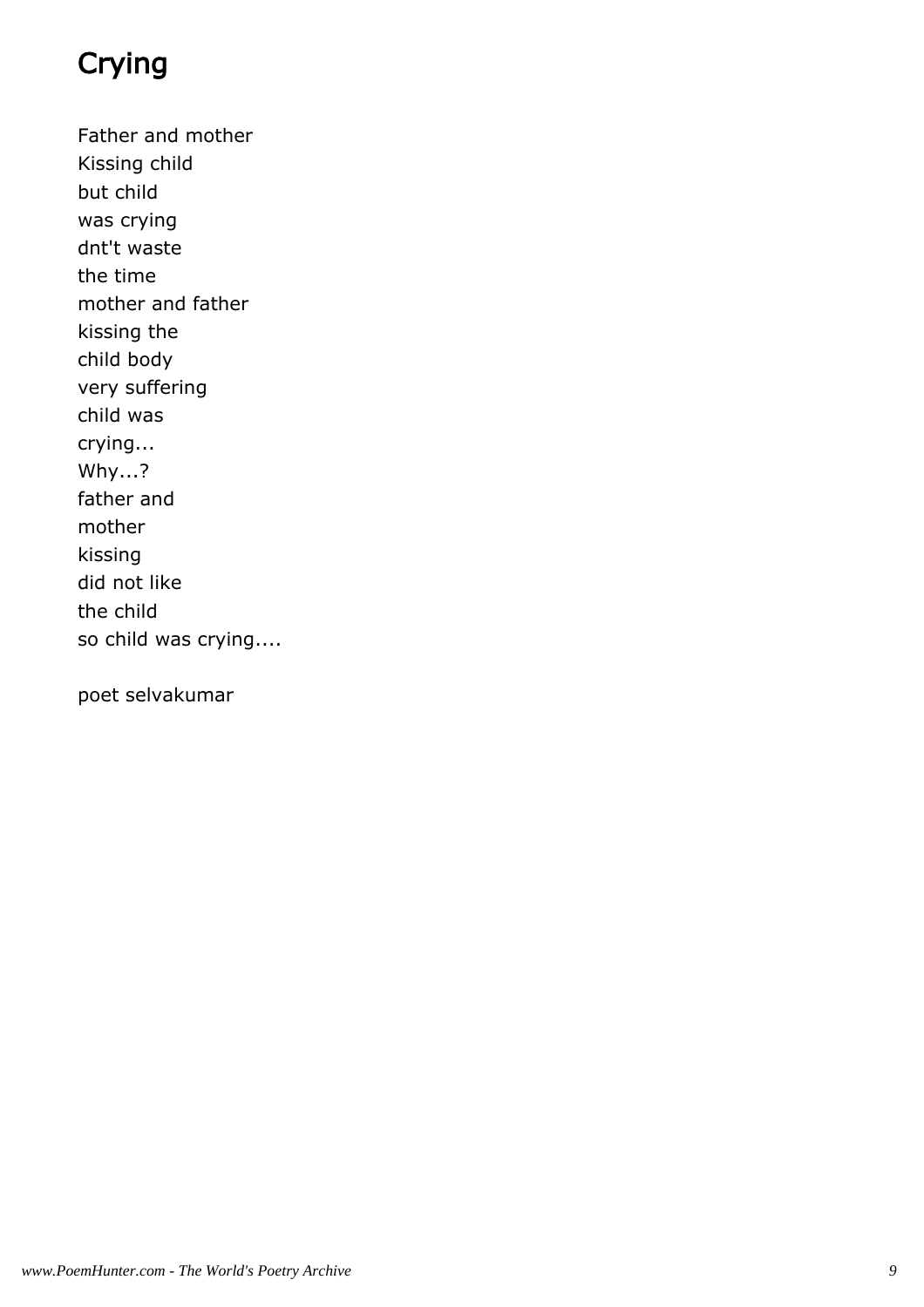# Crying

Father and mother
Kissing child
but child
was crying
dnt't waste
the time
mother and father
kissing the
child body
very suffering
child was
crying...
Why...?
father and
mother
kissing
did not like
the child
so child was crying....

poet selvakumar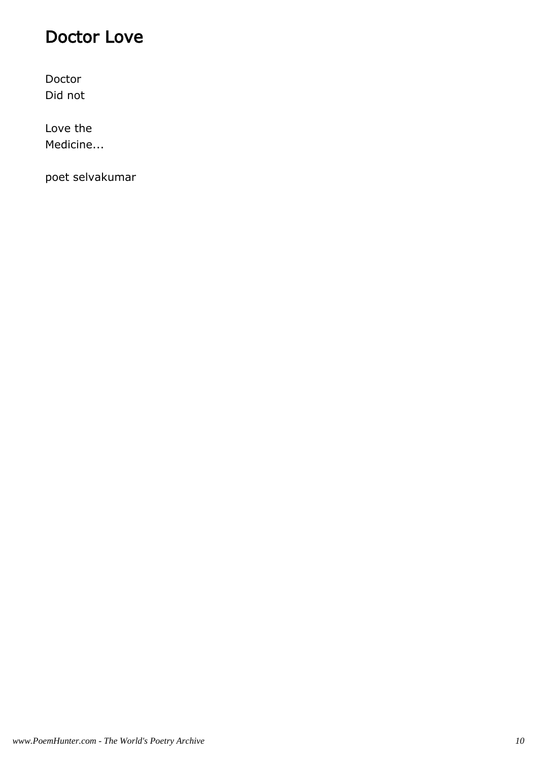# Doctor Love

Doctor  
Did not

Love the  
Medicine...

poet selvakumar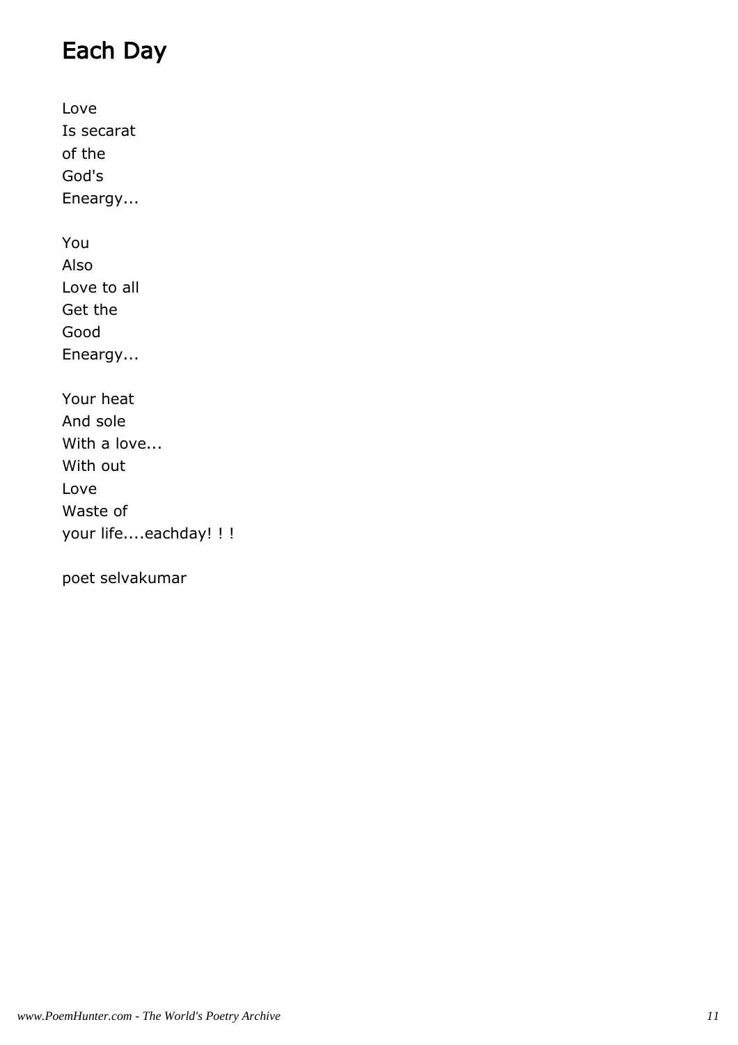# Each Day

Love
Is secarat
of the
God's
Eneargy...

You
Also
Love to all
Get the
Good
Eneargy...

Your heat
And sole
With a love...
With out
Love
Waste of
your life....eachday! ! !

poet selvakumar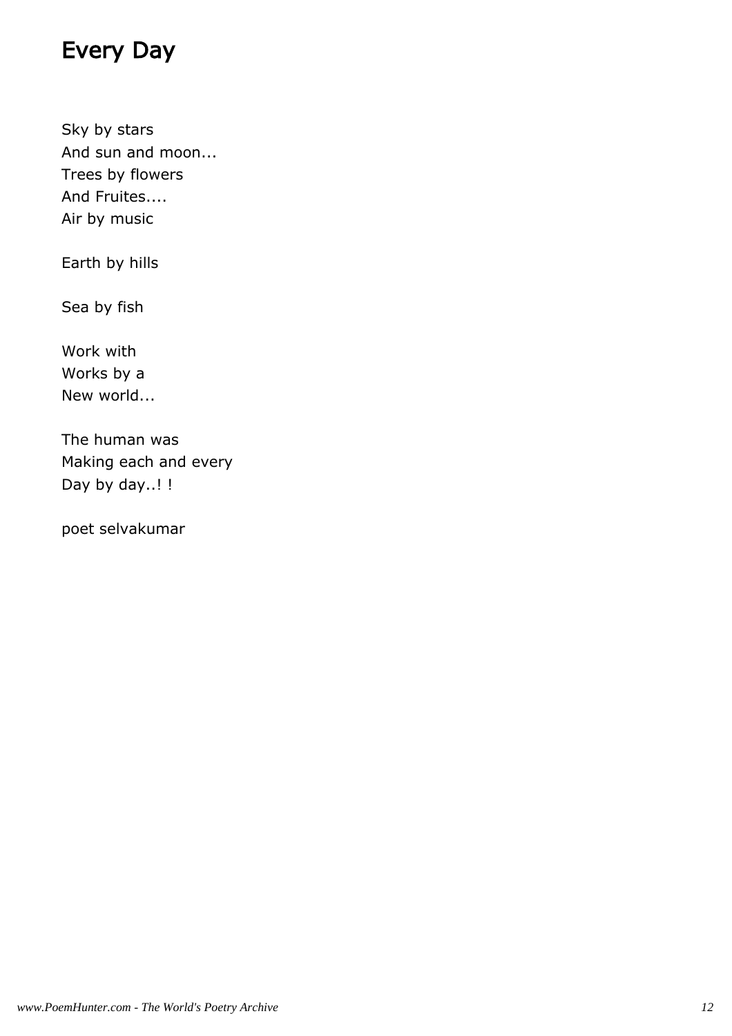# Every Day

Sky by stars
And sun and moon...
Trees by flowers
And Fruites....
Air by music

Earth by hills

Sea by fish

Work with
Works by a
New world...

The human was
Making each and every
Day by day..! !

poet selvakumar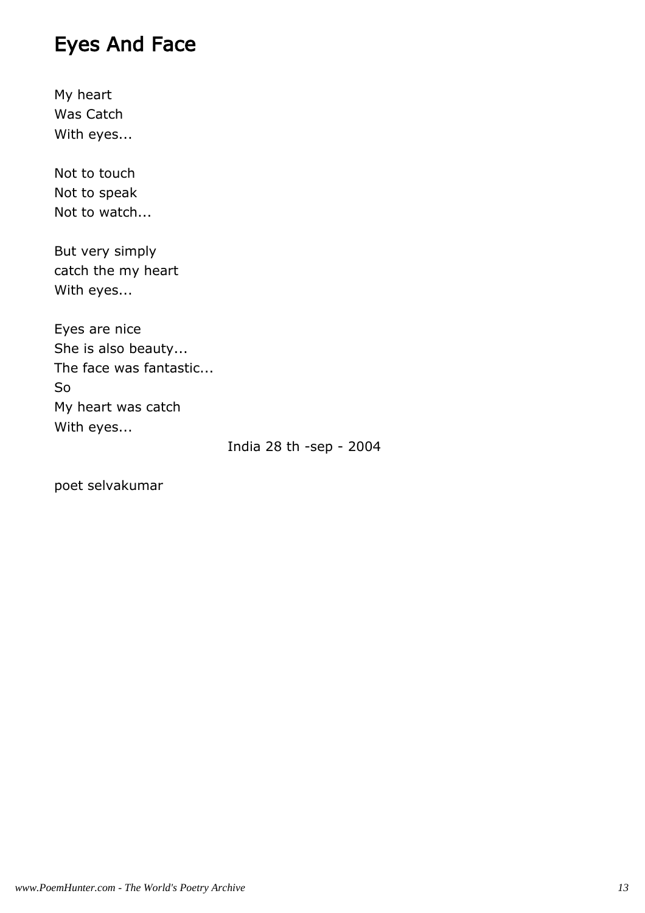# Eyes And Face

My heart  
Was Catch  
With eyes...

Not to touch  
Not to speak  
Not to watch...

But very simply  
catch the my heart  
With eyes...

Eyes are nice  
She is also beauty...  
The face was fantastic...  
So  
My heart was catch  
With eyes...

India 28 th -sep - 2004

poet selvakumar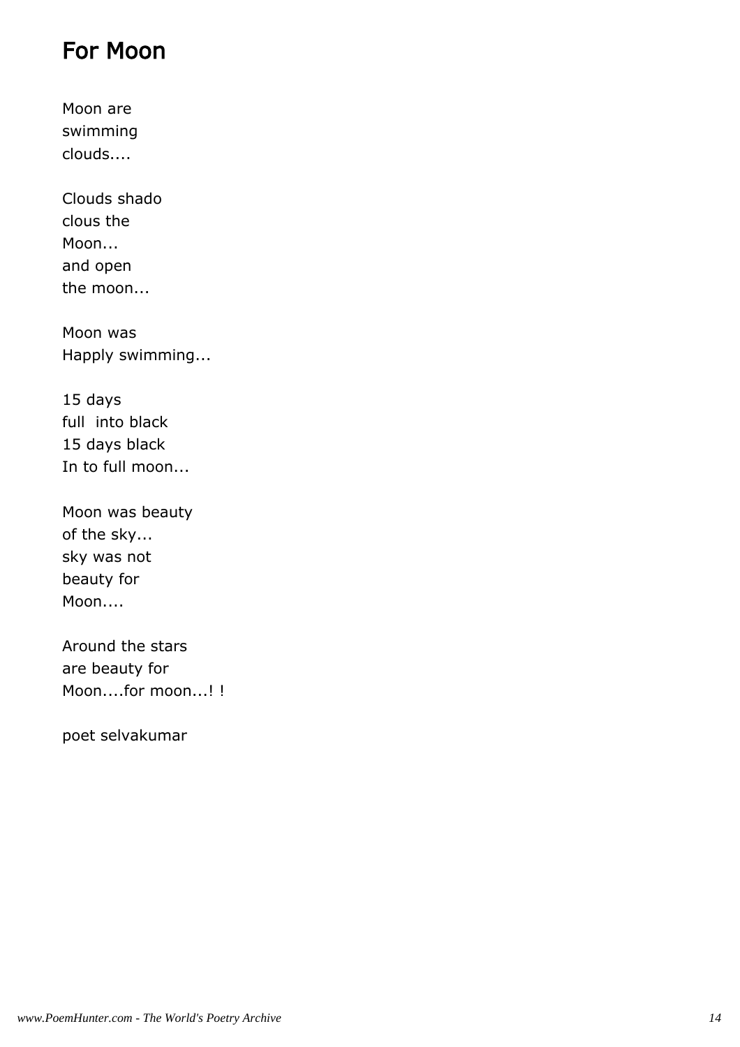# For Moon

Moon are
swimming
clouds....

Clouds shado
clous the
Moon...
and open
the moon...

Moon was
Happly swimming...

15 days
full  into black
15 days black
In to full moon...

Moon was beauty
of the sky...
sky was not
beauty for
Moon....

Around the stars
are beauty for
Moon....for moon...! !

poet selvakumar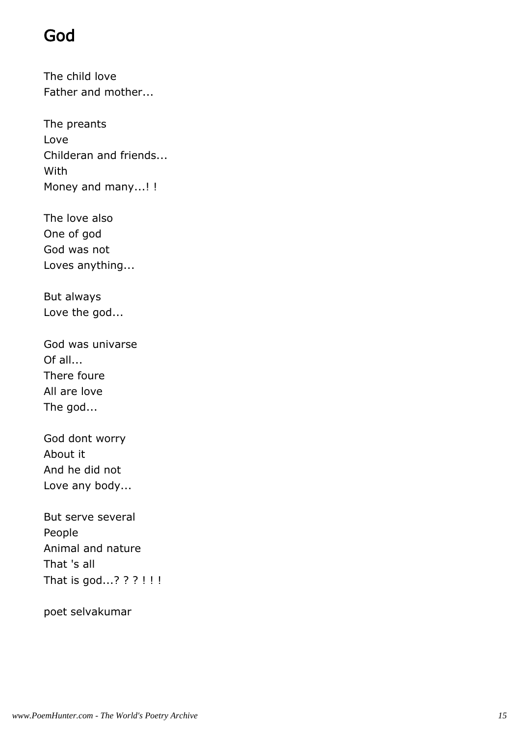# God

The child love
Father and mother...

The preants
Love
Childeran and friends...
With
Money and many...! !

The love also
One of god
God was not
Loves anything...

But always
Love the god...

God was univarse
Of all...
There foure
All are love
The god...

God dont worry
About it
And he did not
Love any body...

But serve several
People
Animal and nature
That 's all
That is god...? ? ? ! ! !

poet selvakumar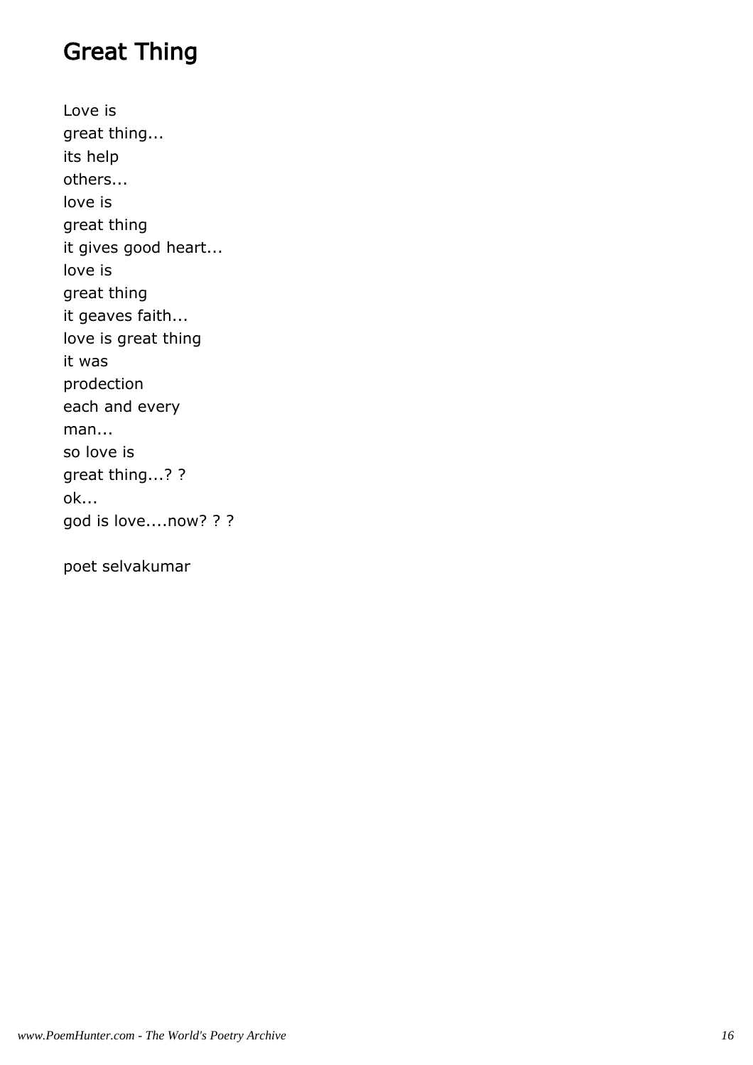# Great Thing

Love is
great thing...
its help
others...
love is
great thing
it gives good heart...
love is
great thing
it geaves faith...
love is great thing
it was
prodection
each and every
man...
so love is
great thing...? ?
ok...
god is love....now? ? ?

poet selvakumar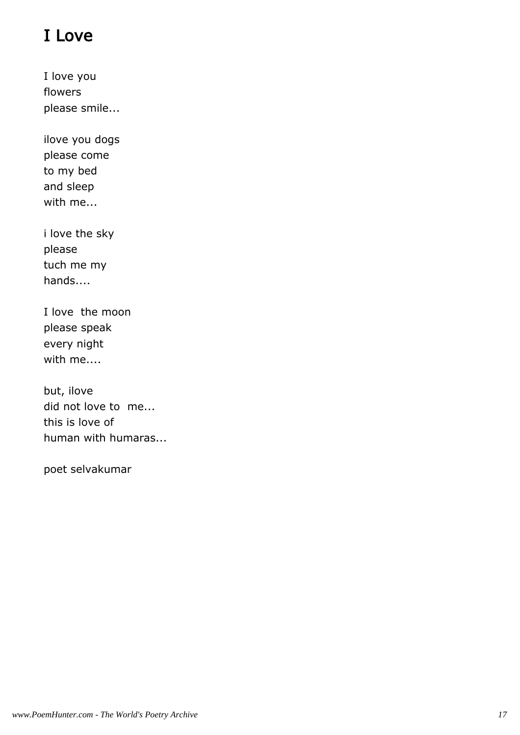# I Love

I love you
flowers
please smile...

ilove you dogs
please come
to my bed
and sleep
with me...

i love the sky
please
tuch me my
hands....

I love  the moon
please speak
every night
with me....

but, ilove
did not love to  me...
this is love of
human with humaras...

poet selvakumar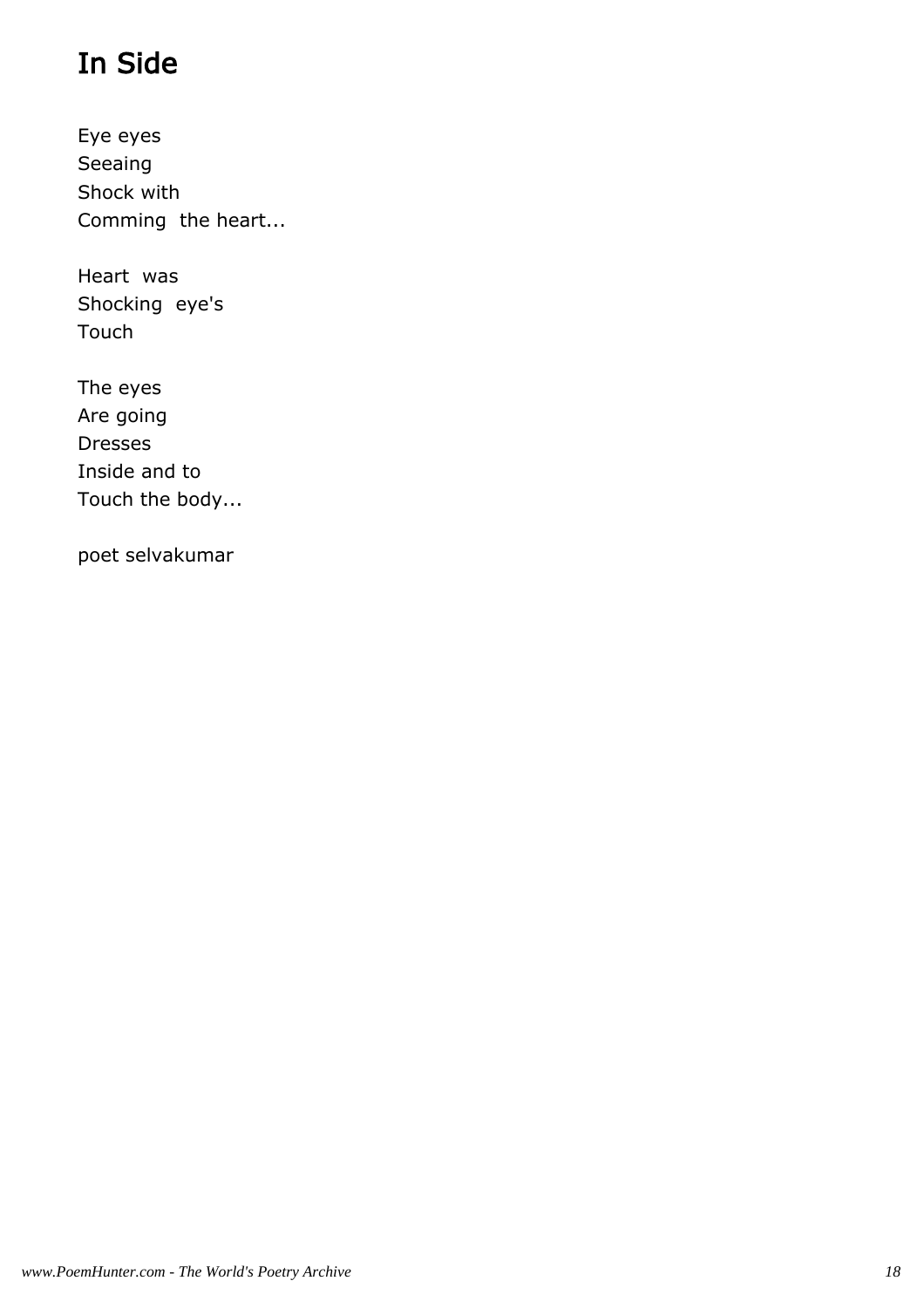# In Side

Eye eyes  
Seeaing  
Shock with  
Comming  the heart...

Heart  was  
Shocking  eye's  
Touch

The eyes  
Are going  
Dresses  
Inside and to  
Touch the body...

poet selvakumar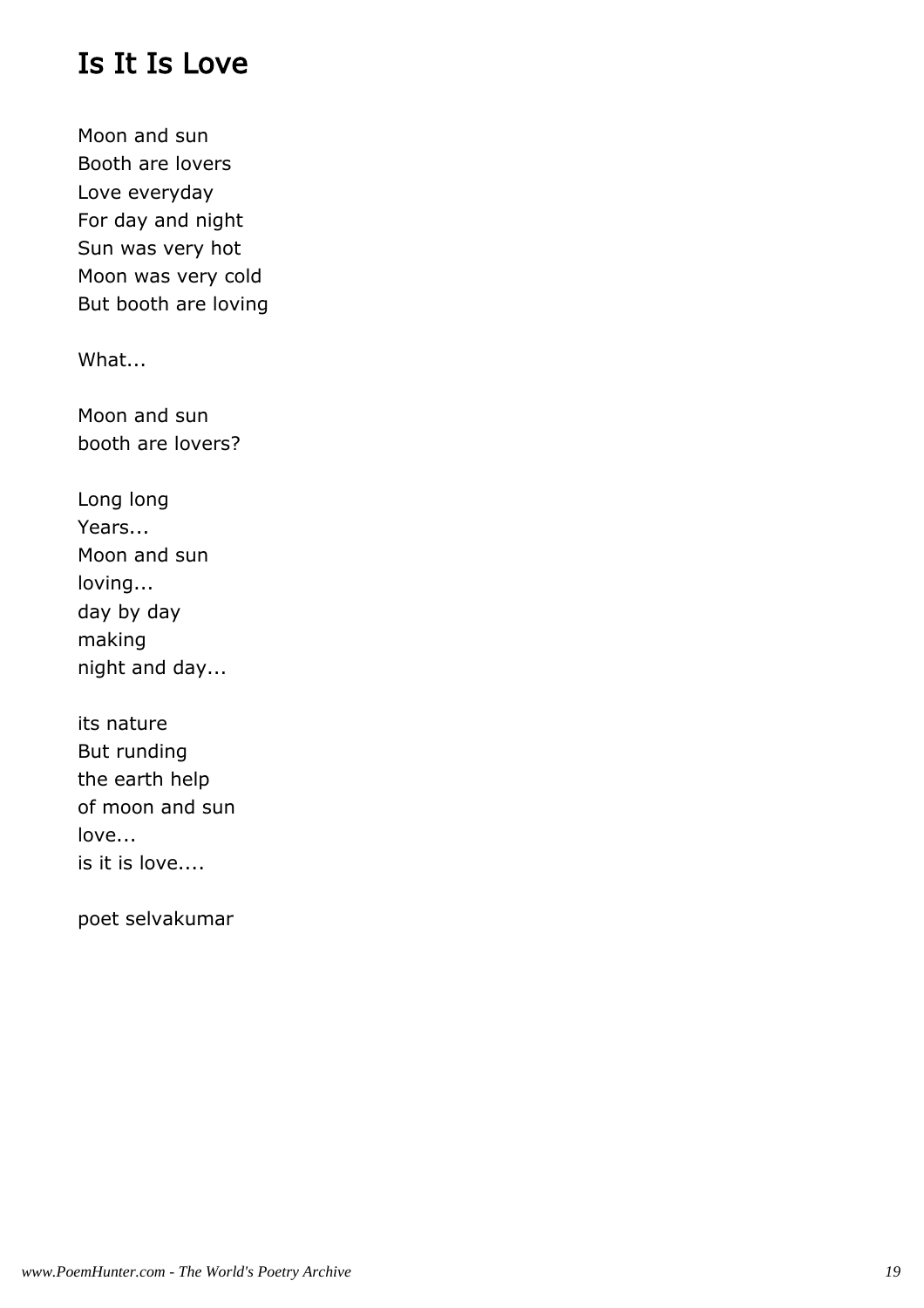# Is It Is Love

Moon and sun
Booth are lovers
Love everyday
For day and night
Sun was very hot
Moon was very cold
But booth are loving

What...

Moon and sun
booth are lovers?

Long long
Years...
Moon and sun
loving...
day by day
making
night and day...

its nature
But runding
the earth help
of moon and sun
love...
is it is love....

poet selvakumar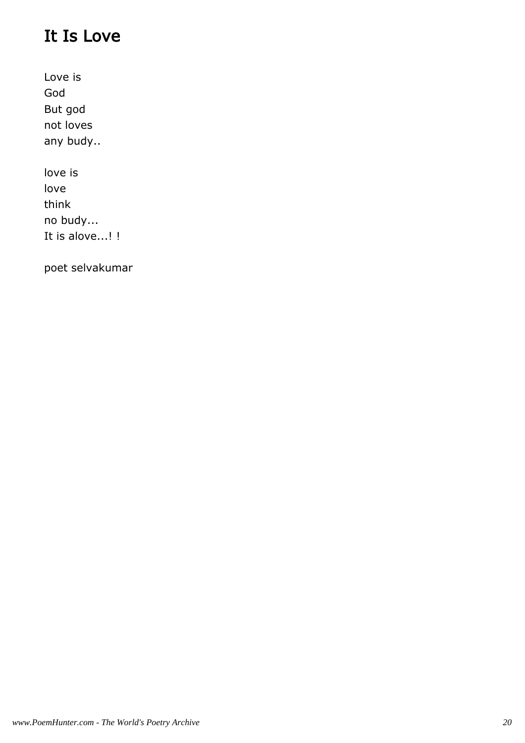# It Is Love

Love is
God
But god
not loves
any budy..

love is
love
think
no budy...
It is alove...! !

poet selvakumar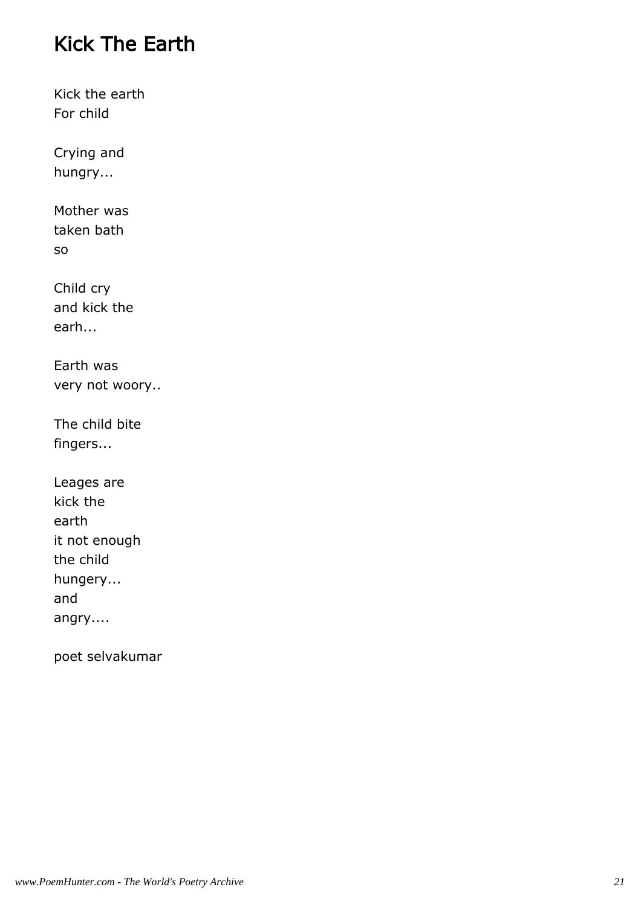# Kick The Earth

Kick the earth  
For child

Crying and  
hungry...

Mother was  
taken bath  
so

Child cry  
and kick the  
earh...

Earth was  
very not woory..

The child bite  
fingers...

Leages are  
kick the  
earth  
it not enough  
the child  
hungery...  
and  
angry....

poet selvakumar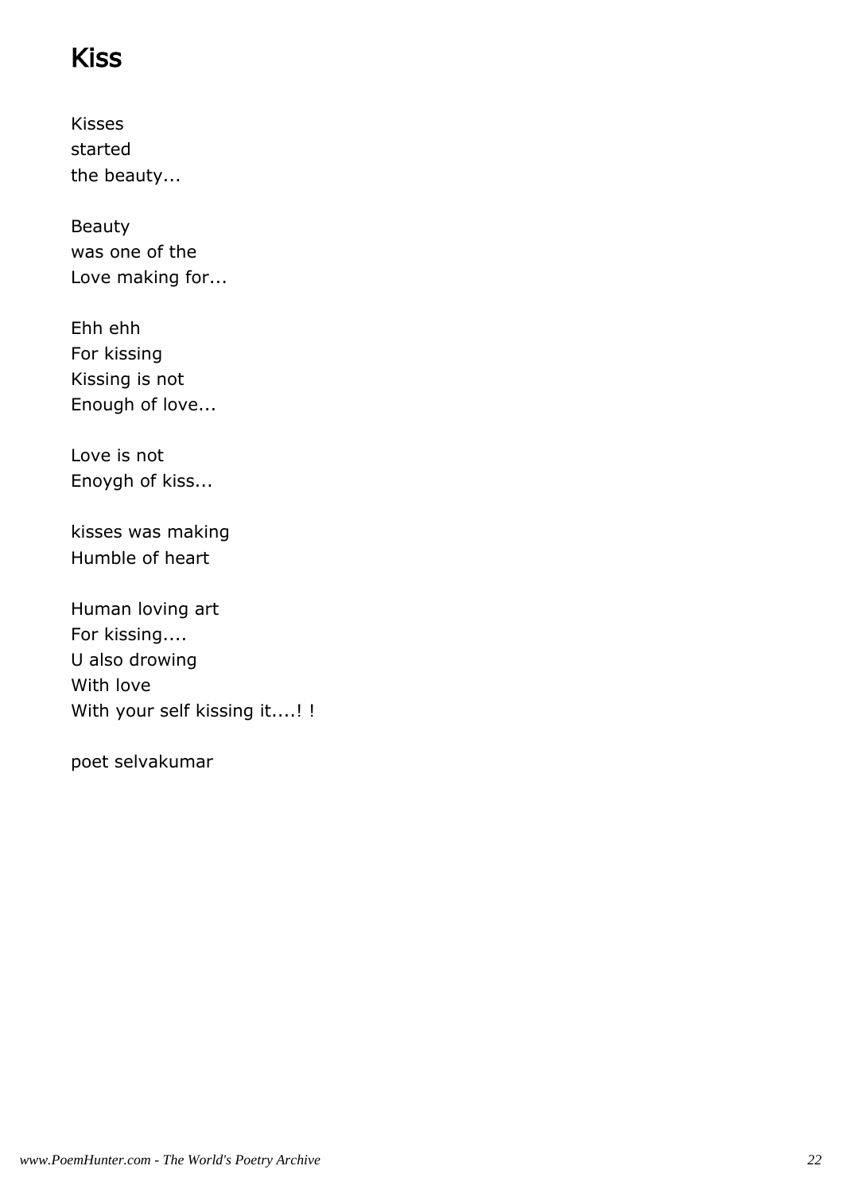# Kiss

Kisses
started
the beauty...

Beauty
was one of the
Love making for...

Ehh ehh
For kissing
Kissing is not
Enough of love...

Love is not
Enoygh of kiss...

kisses was making
Humble of heart

Human loving art
For kissing....
U also drowing
With love
With your self kissing it....! !

poet selvakumar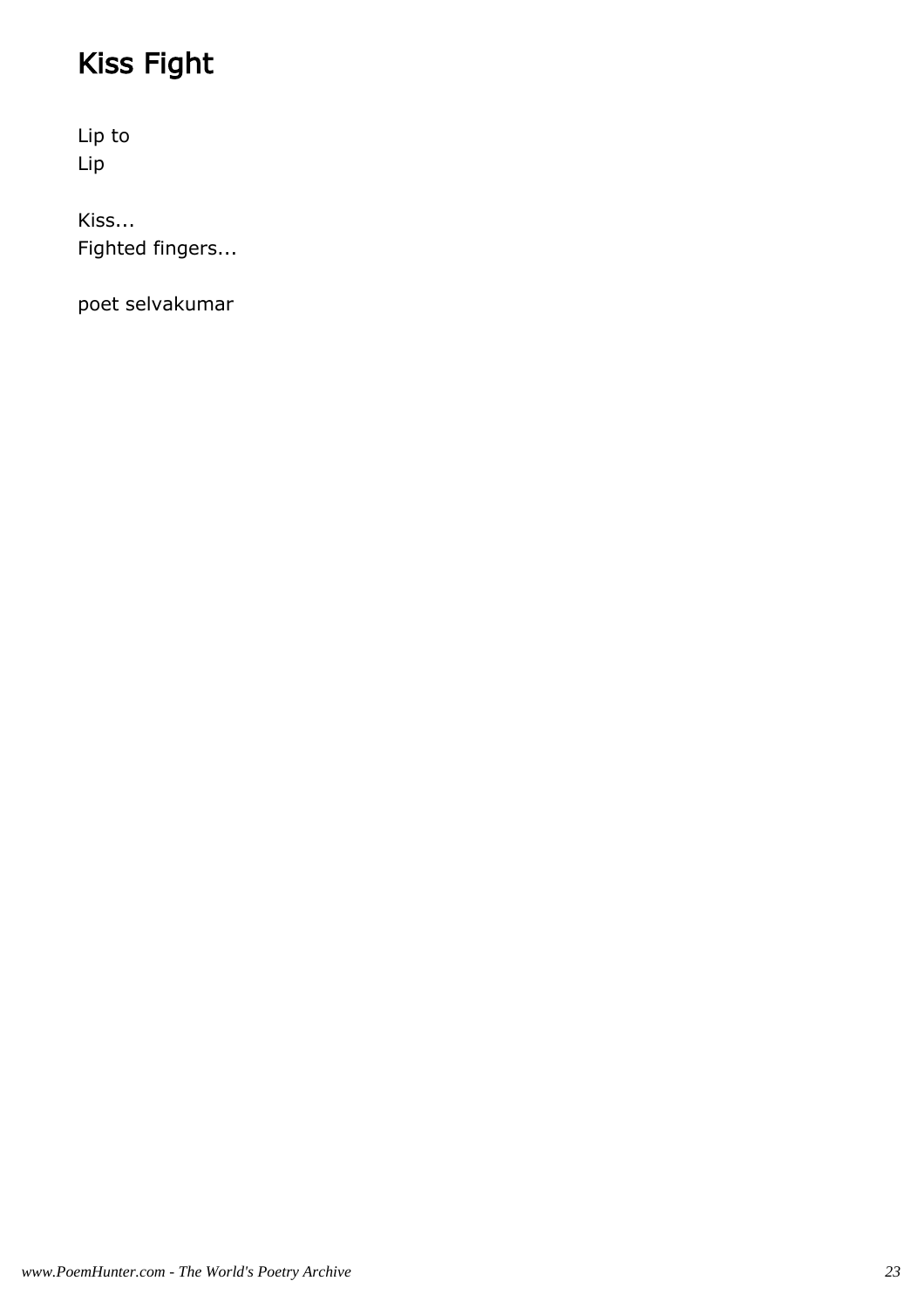# Kiss Fight

Lip to
Lip

Kiss...
Fighted fingers...

poet selvakumar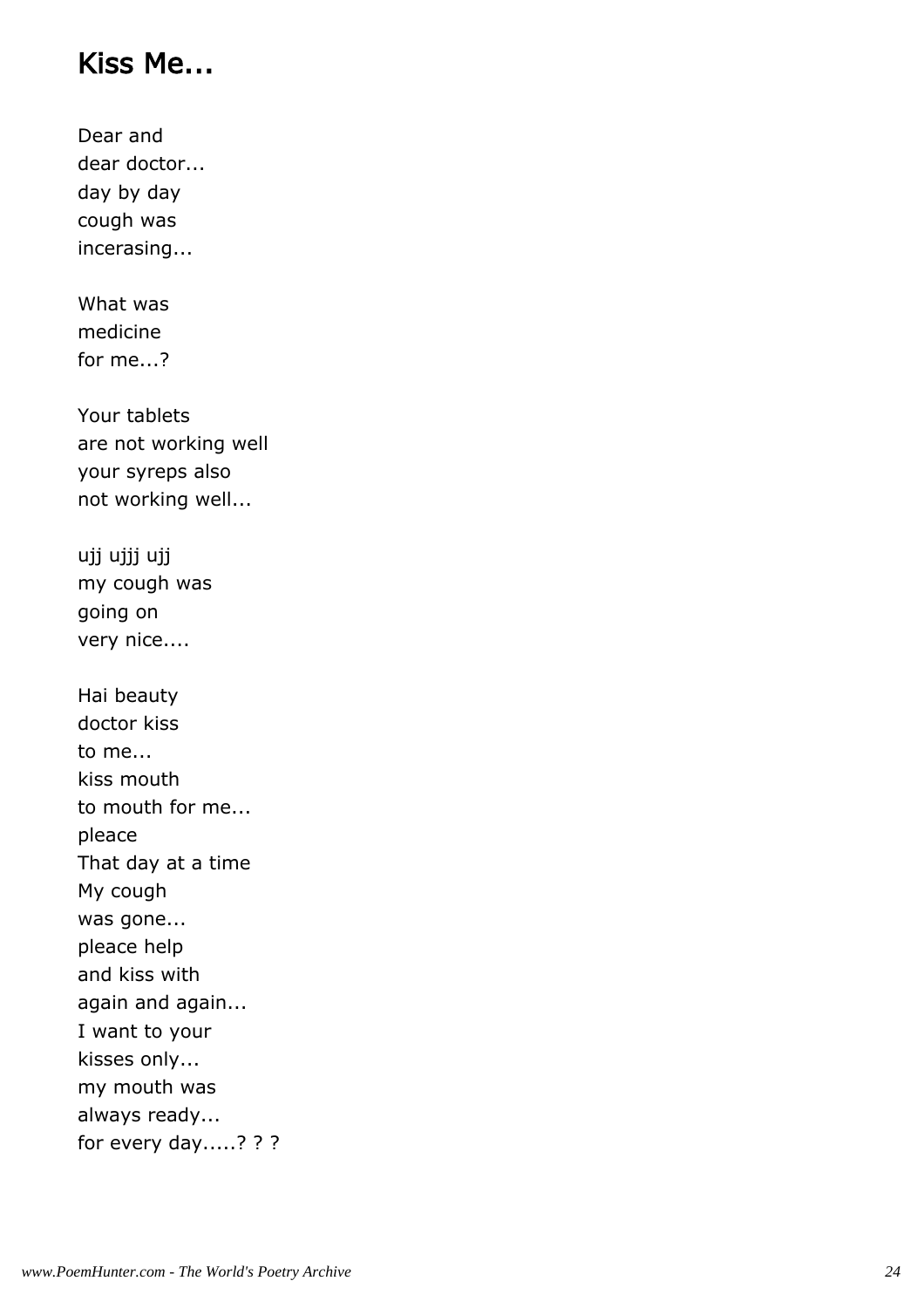## Kiss Me...

Dear and
dear doctor...
day by day
cough was
incerasing...

What was
medicine
for me...?

Your tablets
are not working well
your syreps also
not working well...

ujj ujjj ujj
my cough was
going on
very nice....

Hai beauty
doctor kiss
to me...
kiss mouth
to mouth for me...
pleace
That day at a time
My cough
was gone...
pleace help
and kiss with
again and again...
I want to your
kisses only...
my mouth was
always ready...
for every day.....? ? ?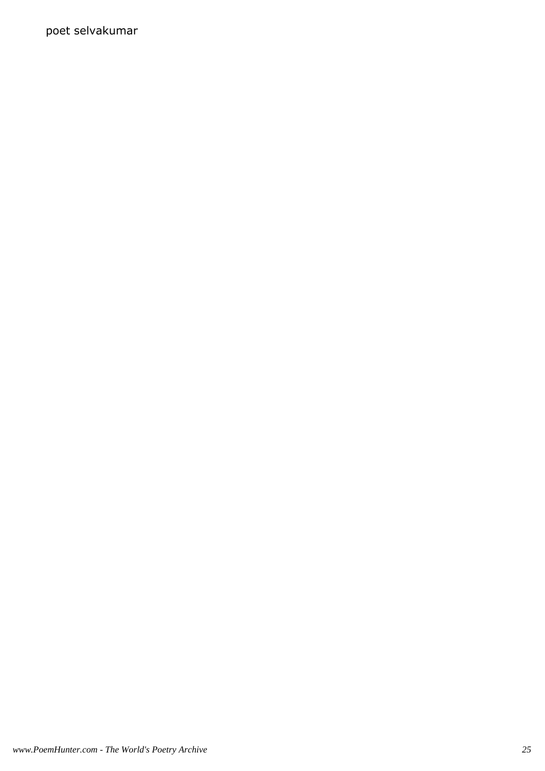poet selvakumar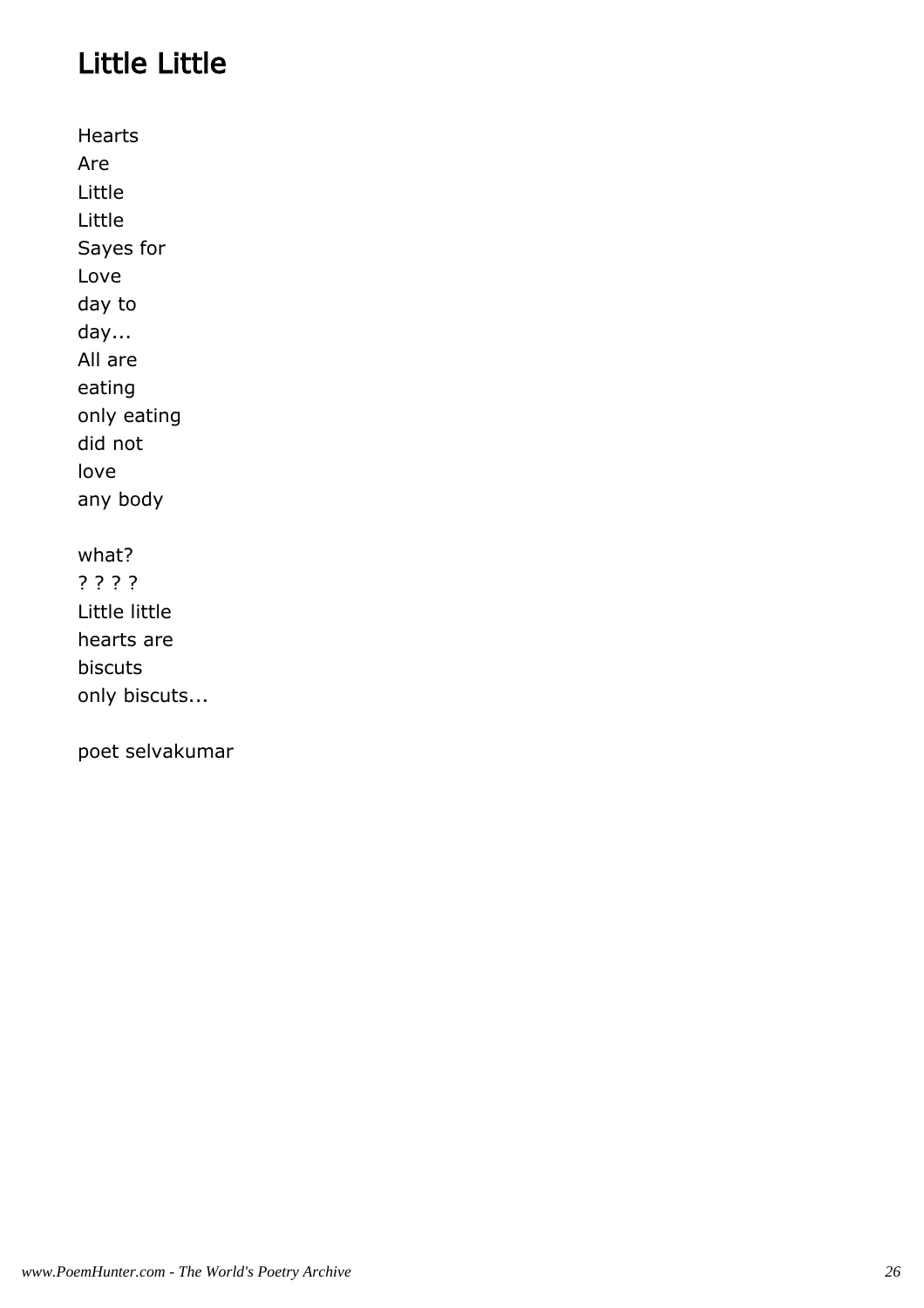## Little Little

Hearts
Are
Little
Little
Sayes for
Love
day to
day...
All are
eating
only eating
did not
love
any body

what?
? ? ? ?
Little little
hearts are
biscuts
only biscuts...

poet selvakumar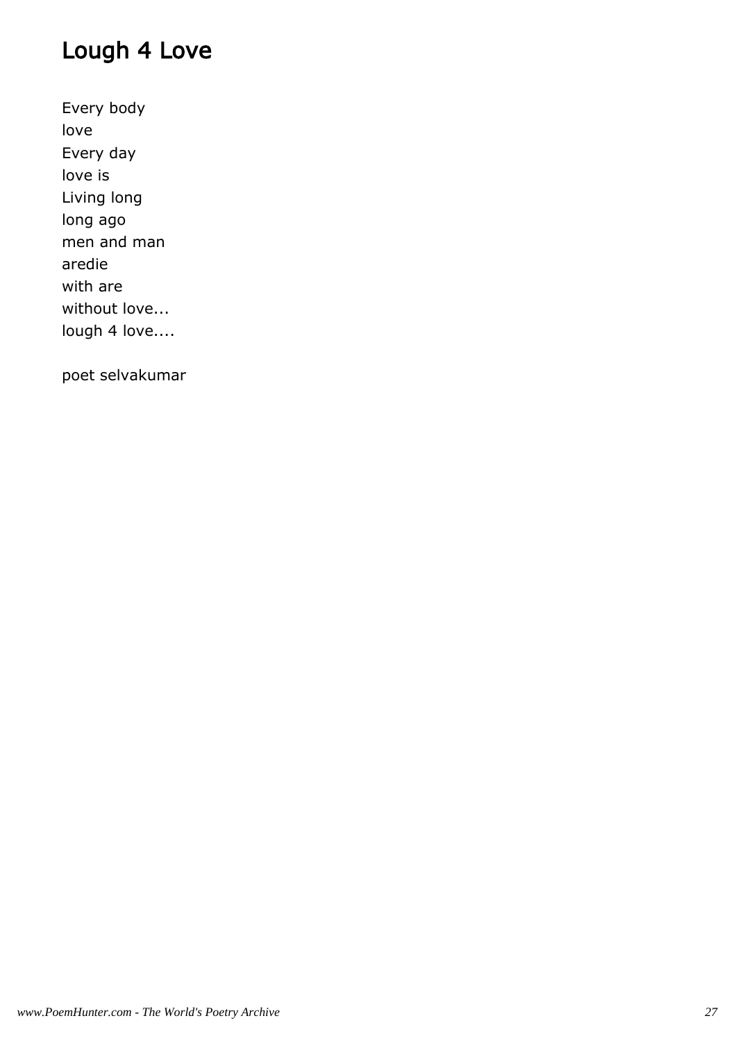# Lough 4 Love

Every body
love
Every day
love is
Living long
long ago
men and man
aredie
with are
without love...
lough 4 love....

poet selvakumar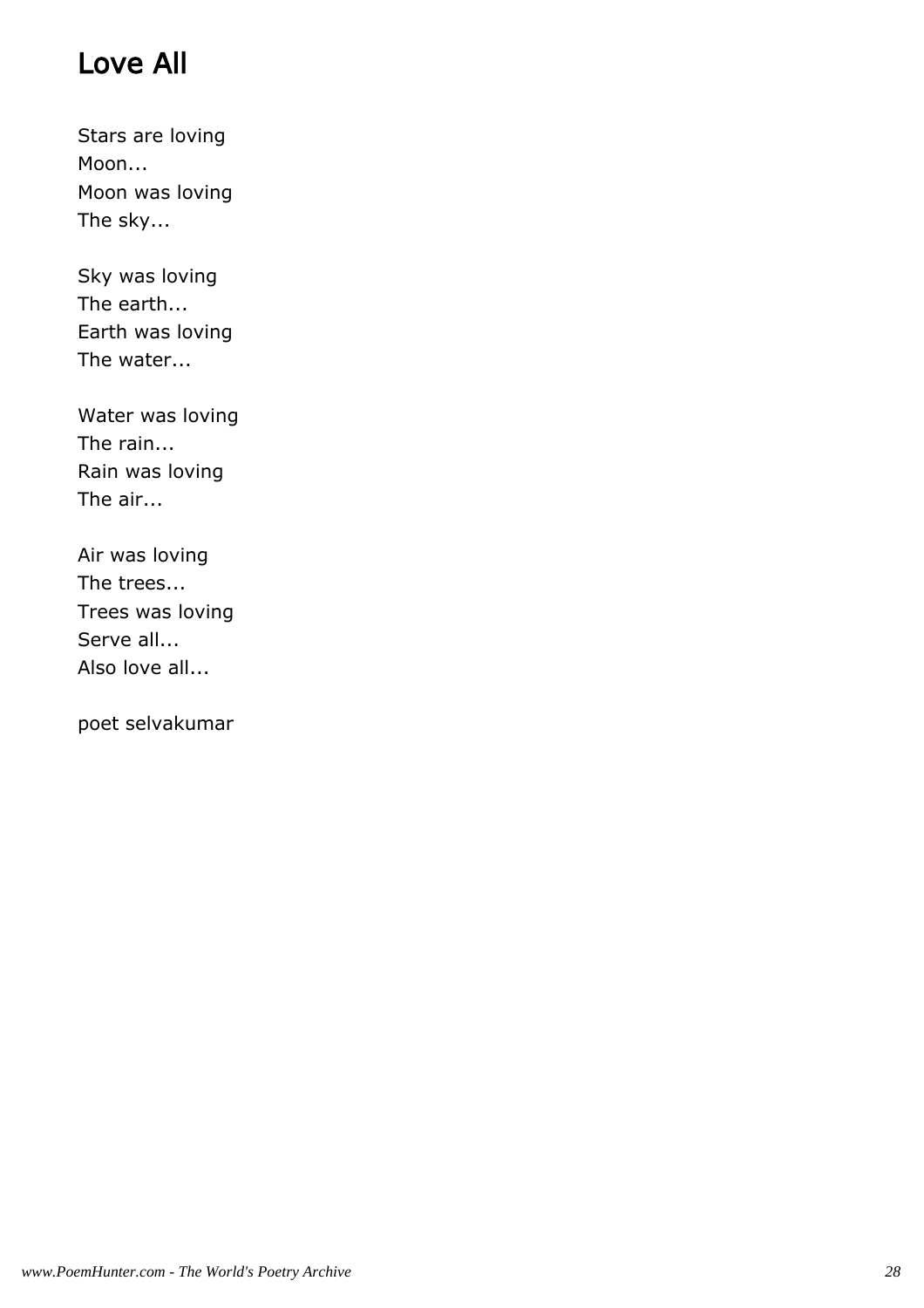# Love All

Stars are loving
Moon...
Moon was loving
The sky...

Sky was loving
The earth...
Earth was loving
The water...

Water was loving
The rain...
Rain was loving
The air...

Air was loving
The trees...
Trees was loving
Serve all...
Also love all...

poet selvakumar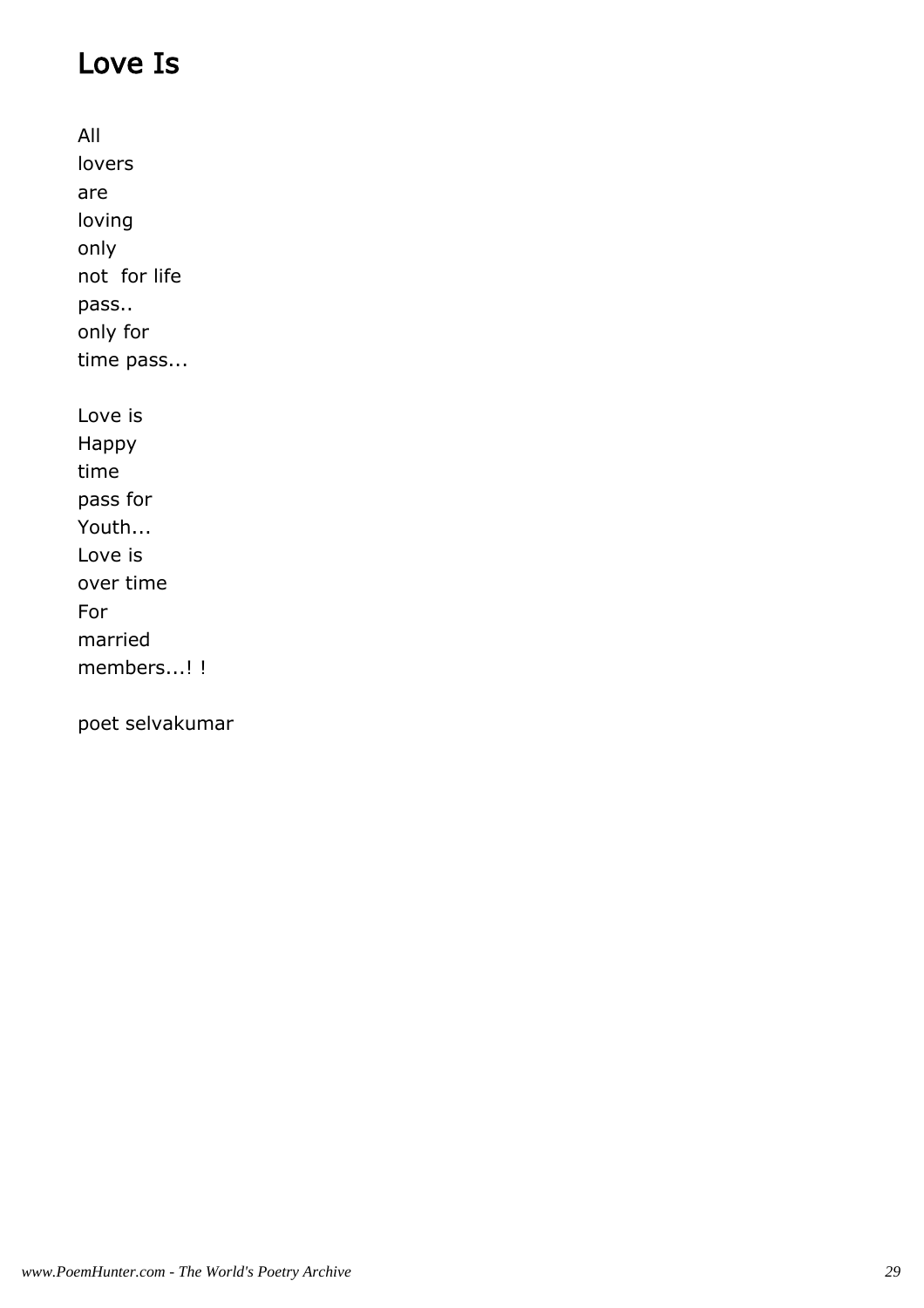## Love Is

All
lovers
are
loving
only
not  for life
pass..
only for
time pass...

Love is
Happy
time
pass for
Youth...
Love is
over time
For
married
members...! !

poet selvakumar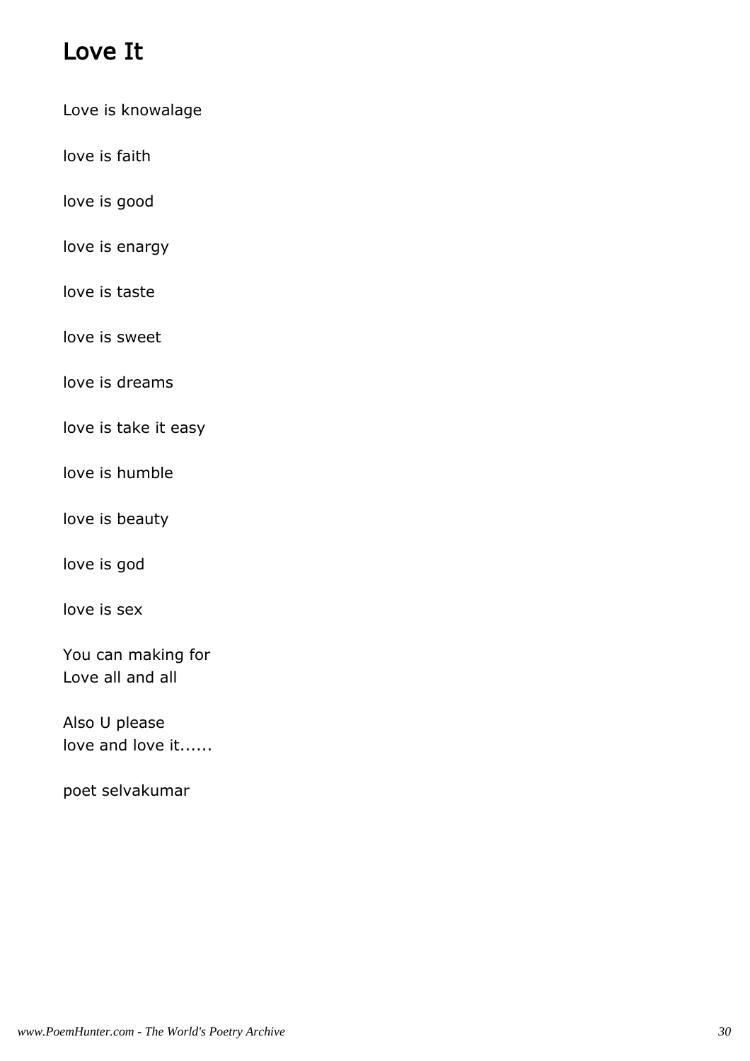# Love It

Love is knowalage

love is faith

love is good

love is enargy

love is taste

love is sweet

love is dreams

love is take it easy

love is humble

love is beauty

love is god

love is sex

You can making for
Love all and all

Also U please
love and love it......

poet selvakumar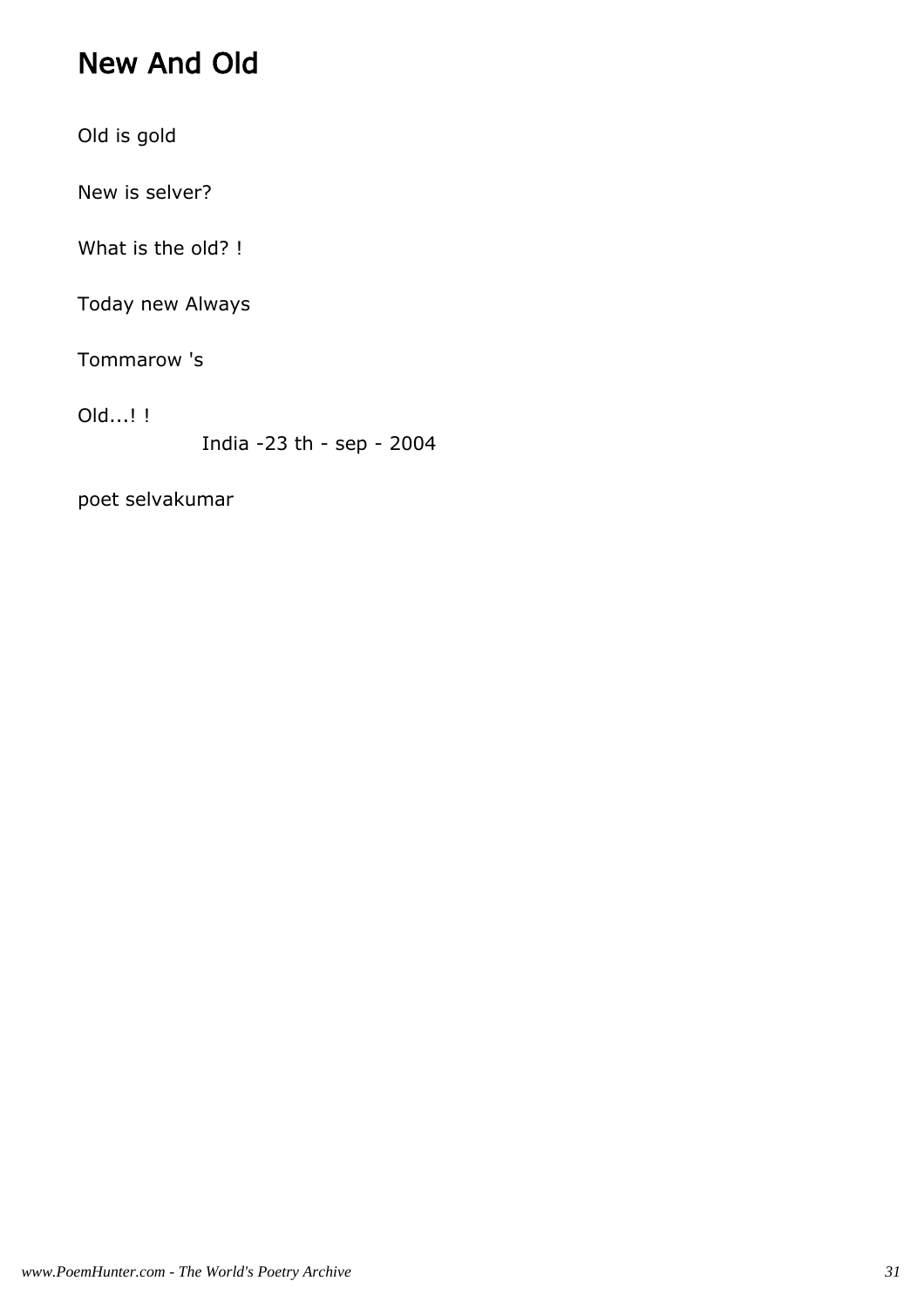# New And Old

Old is gold

New is selver?

What is the old? !

Today new Always

Tommarow 's

Old...! !

India -23 th - sep - 2004

poet selvakumar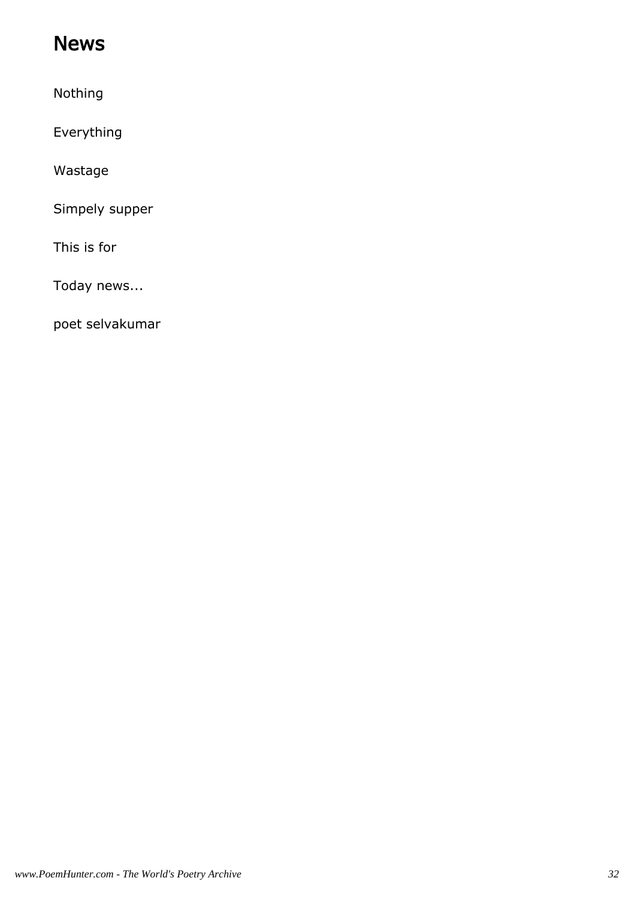## News

Nothing

Everything

Wastage

Simpely supper

This is for

Today news...

poet selvakumar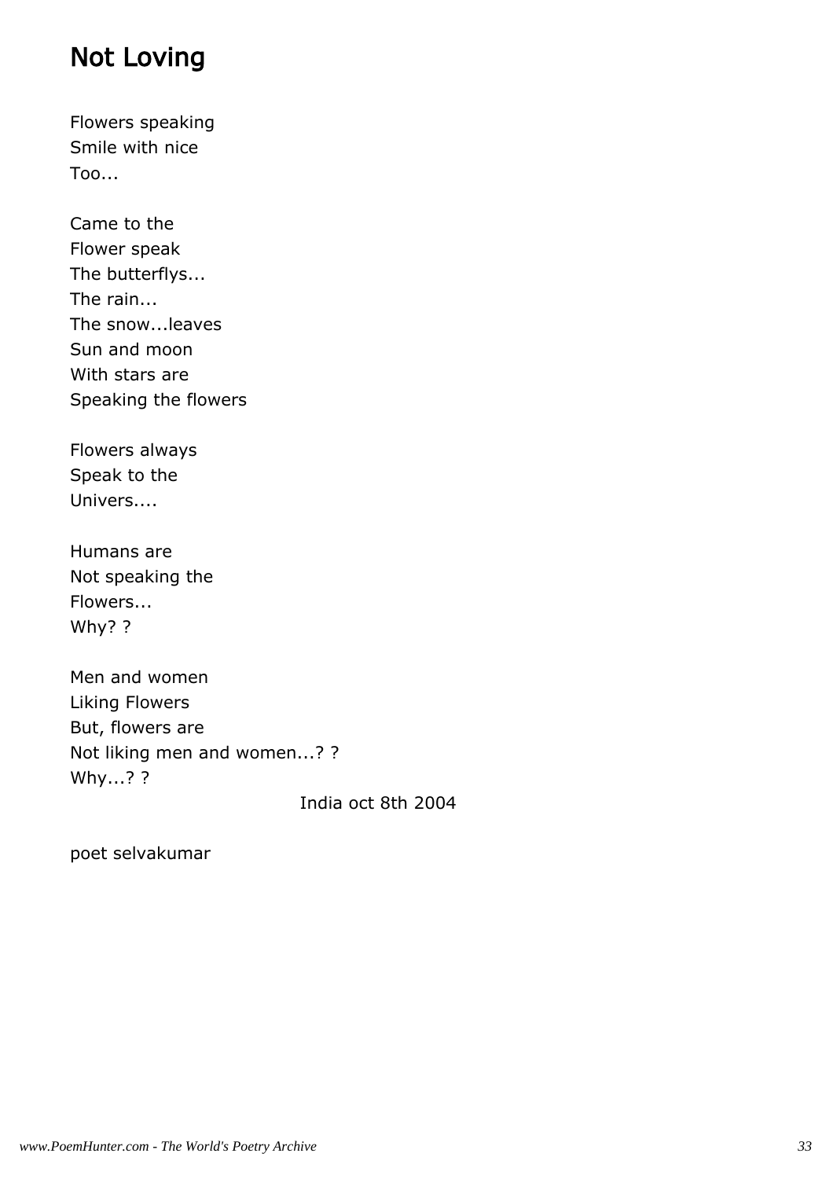# Not Loving

Flowers speaking
Smile with nice
Too...

Came to the
Flower speak
The butterflys...
The rain...
The snow...leaves
Sun and moon
With stars are
Speaking the flowers

Flowers always
Speak to the
Univers....

Humans are
Not speaking the
Flowers...
Why? ?

Men and women
Liking Flowers
But, flowers are
Not liking men and women...? ?
Why...? ?

India oct 8th 2004

poet selvakumar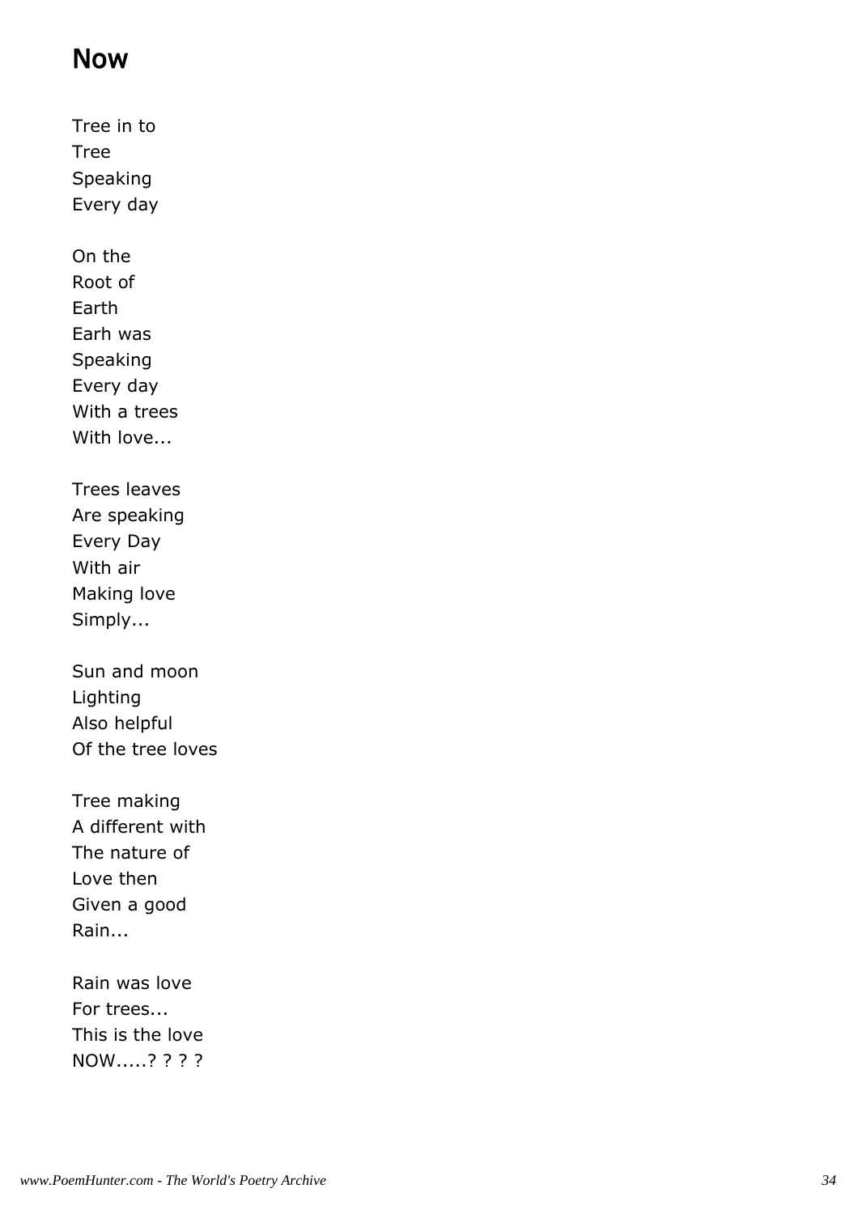## Now

Tree in to
Tree
Speaking
Every day

On the
Root of
Earth
Earh was
Speaking
Every day
With a trees
With love...

Trees leaves
Are speaking
Every Day
With air
Making love
Simply...

Sun and moon
Lighting
Also helpful
Of the tree loves

Tree making
A different with
The nature of
Love then
Given a good
Rain...

Rain was love
For trees...
This is the love
NOW.....? ? ? ?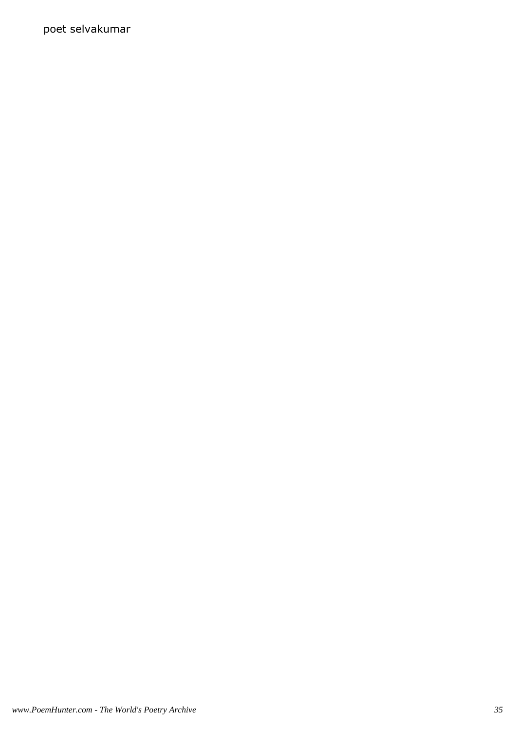poet selvakumar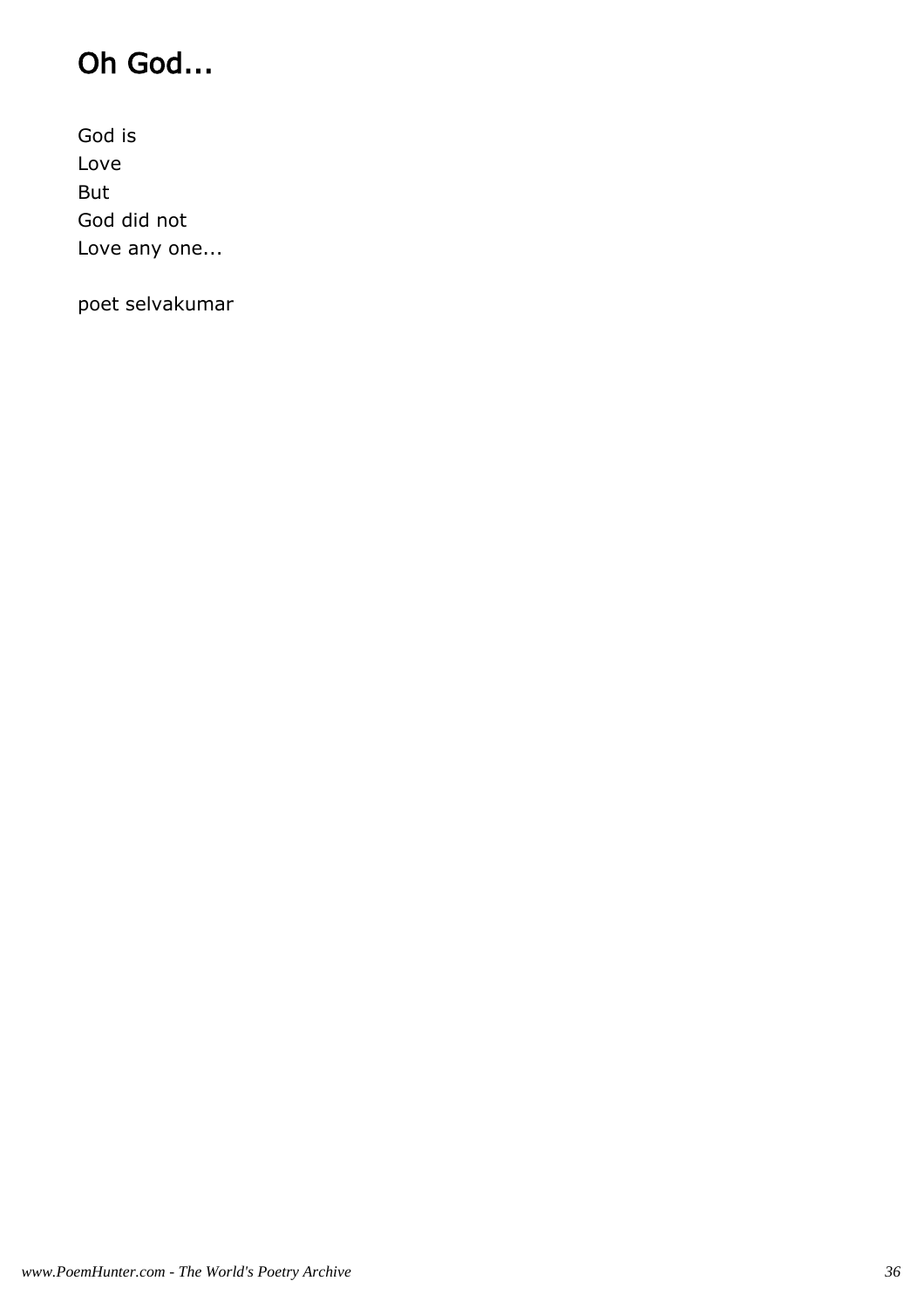# Oh God...

God is
Love
But
God did not
Love any one...

poet selvakumar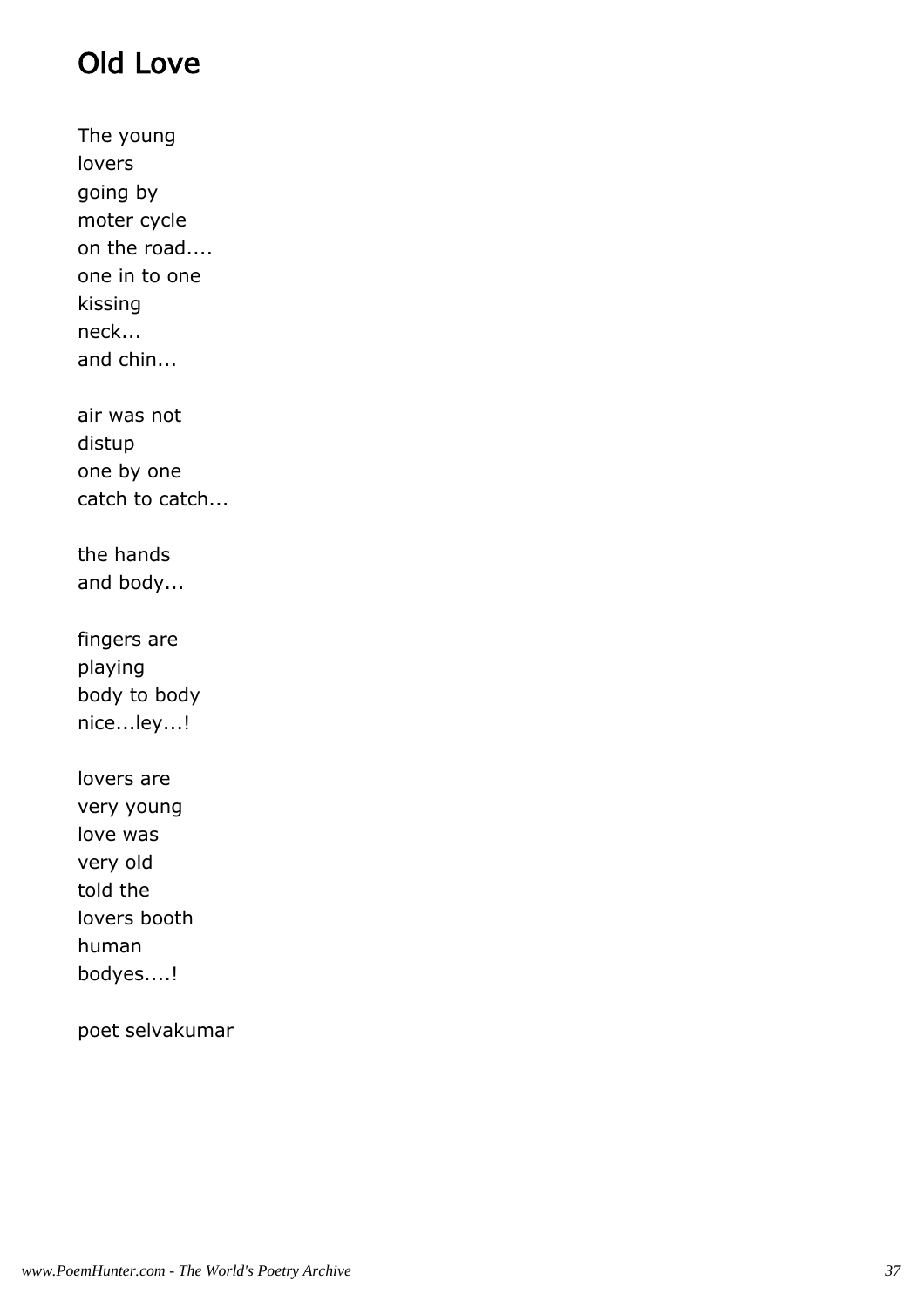# Old Love

The young
lovers
going by
moter cycle
on the road....
one in to one
kissing
neck...
and chin...

air was not
distup
one by one
catch to catch...

the hands
and body...

fingers are
playing
body to body
nice...ley...!

lovers are
very young
love was
very old
told the
lovers booth
human
bodyes....!

poet selvakumar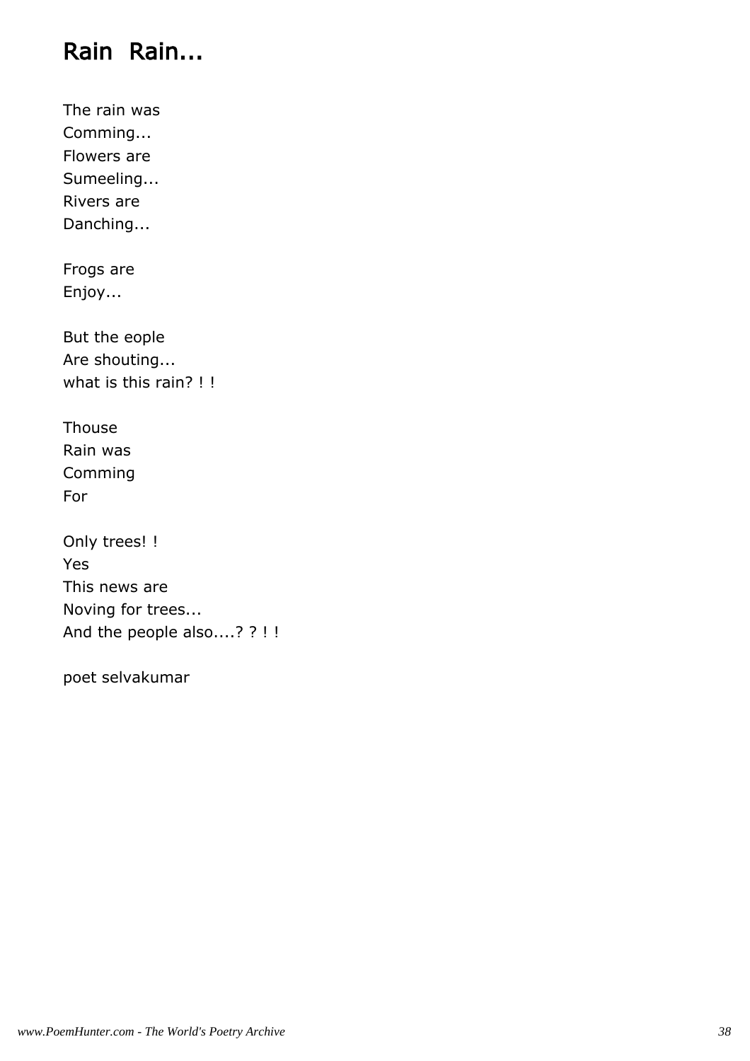# Rain  Rain...

The rain was
Comming...
Flowers are
Sumeeling...
Rivers are
Danching...

Frogs are
Enjoy...

But the eople
Are shouting...
what is this rain? ! !

Thouse
Rain was
Comming
For

Only trees! !
Yes
This news are
Noving for trees...
And the people also....? ? ! !

poet selvakumar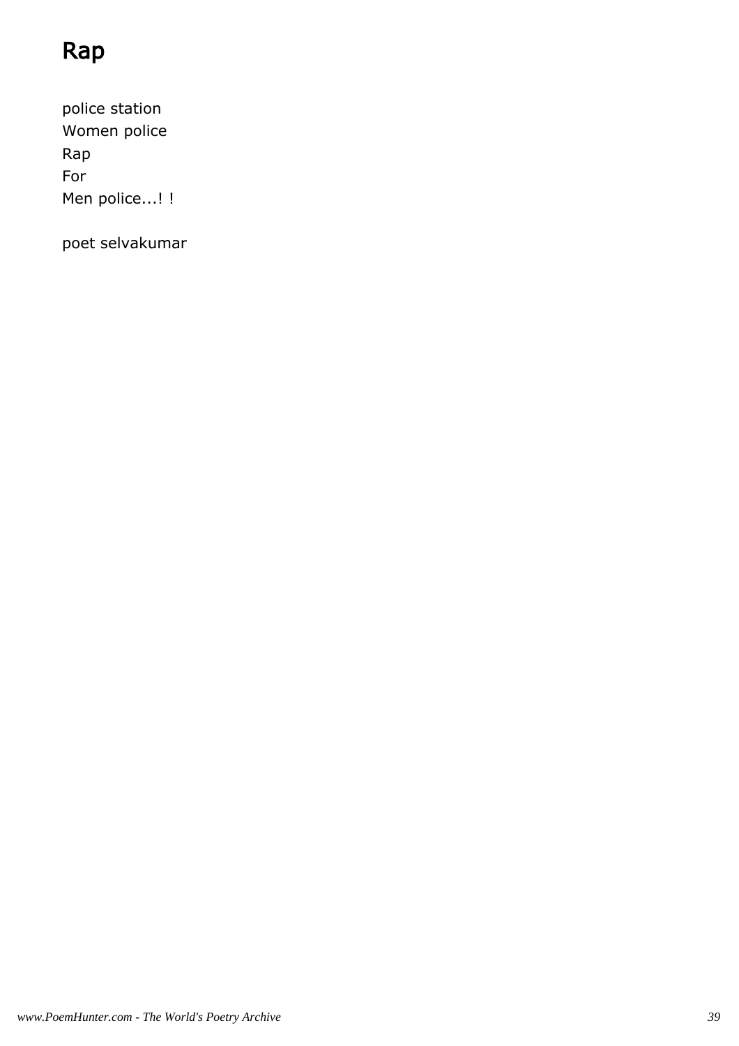# Rap

police station
Women police
Rap
For
Men police...! !

poet selvakumar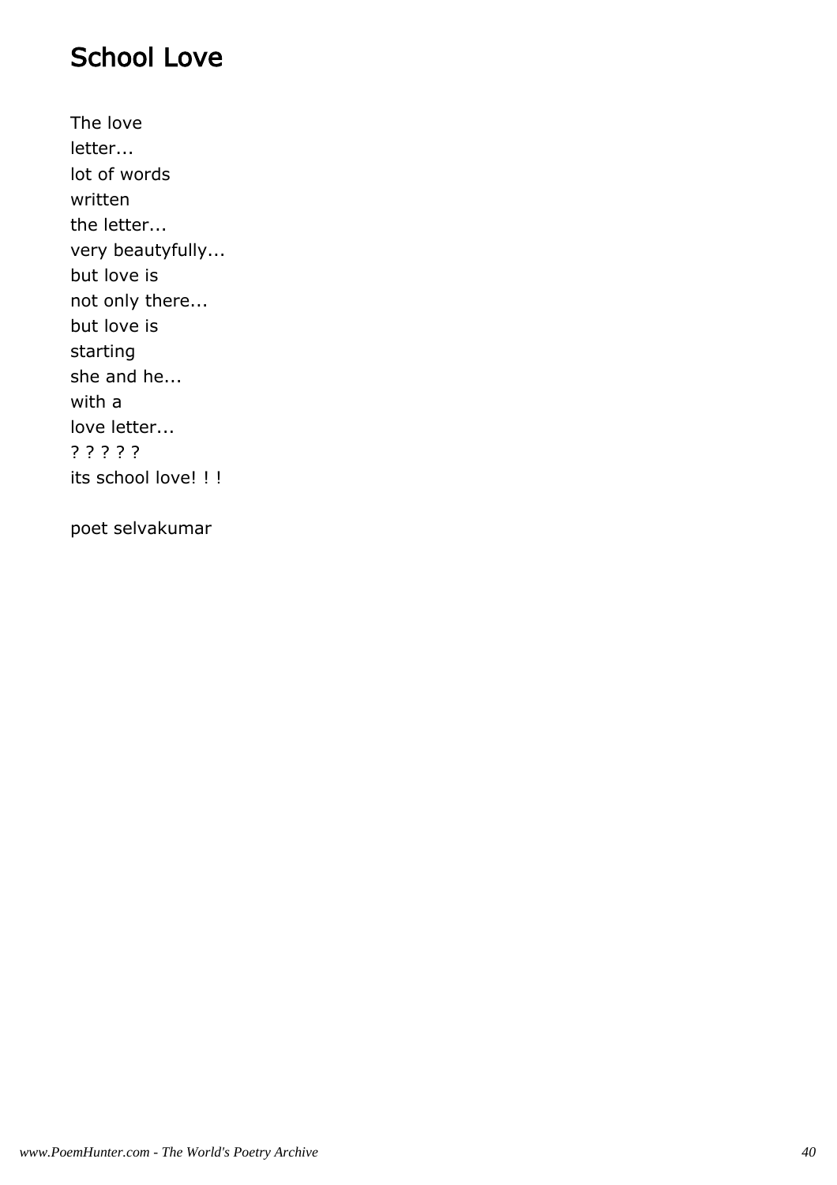# School Love

The love
letter...
lot of words
written
the letter...
very beautyfully...
but love is
not only there...
but love is
starting
she and he...
with a
love letter...
? ? ? ? ?
its school love! ! !

poet selvakumar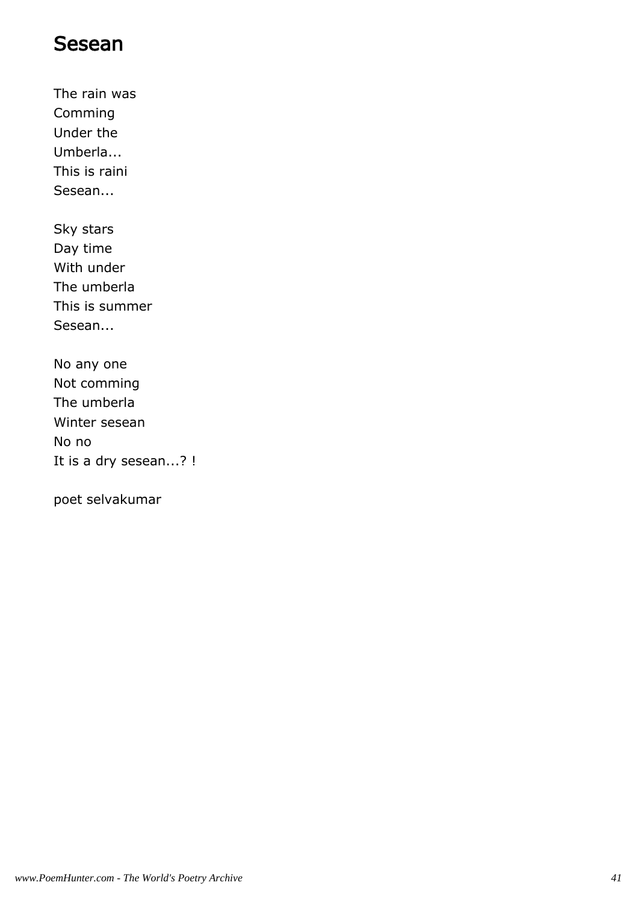# Sesean

The rain was
Comming
Under the
Umberla...
This is raini
Sesean...

Sky stars
Day time
With under
The umberla
This is summer
Sesean...

No any one
Not comming
The umberla
Winter sesean
No no
It is a dry sesean...? !

poet selvakumar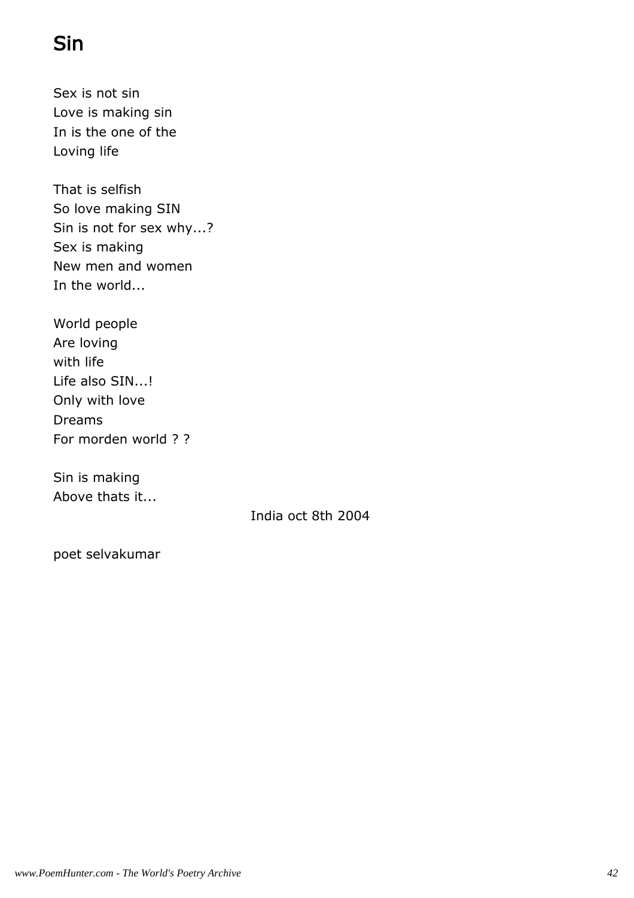# Sin

Sex is not sin
Love is making sin
In is the one of the
Loving life

That is selfish
So love making SIN
Sin is not for sex why...?
Sex is making
New men and women
In the world...

World people
Are loving
with life
Life also SIN...!
Only with love
Dreams
For morden world ? ?

Sin is making
Above thats it...

India oct 8th 2004

poet selvakumar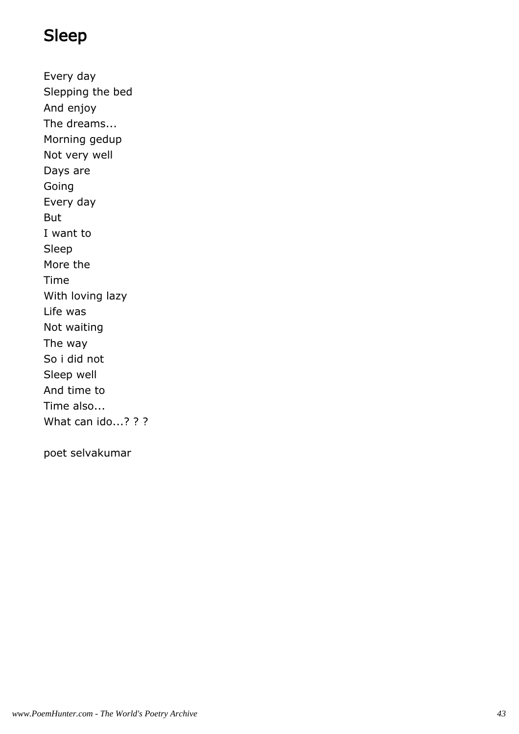# Sleep

Every day
Slepping the bed
And enjoy
The dreams...
Morning gedup
Not very well
Days are
Going
Every day
But
I want to
Sleep
More the
Time
With loving lazy
Life was
Not waiting
The way
So i did not
Sleep well
And time to
Time also...
What can ido...? ? ?

poet selvakumar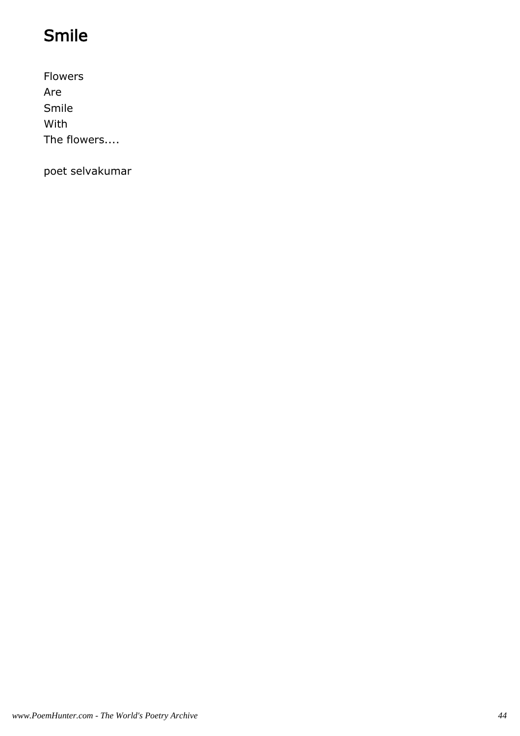# Smile

Flowers
Are
Smile
With
The flowers....

poet selvakumar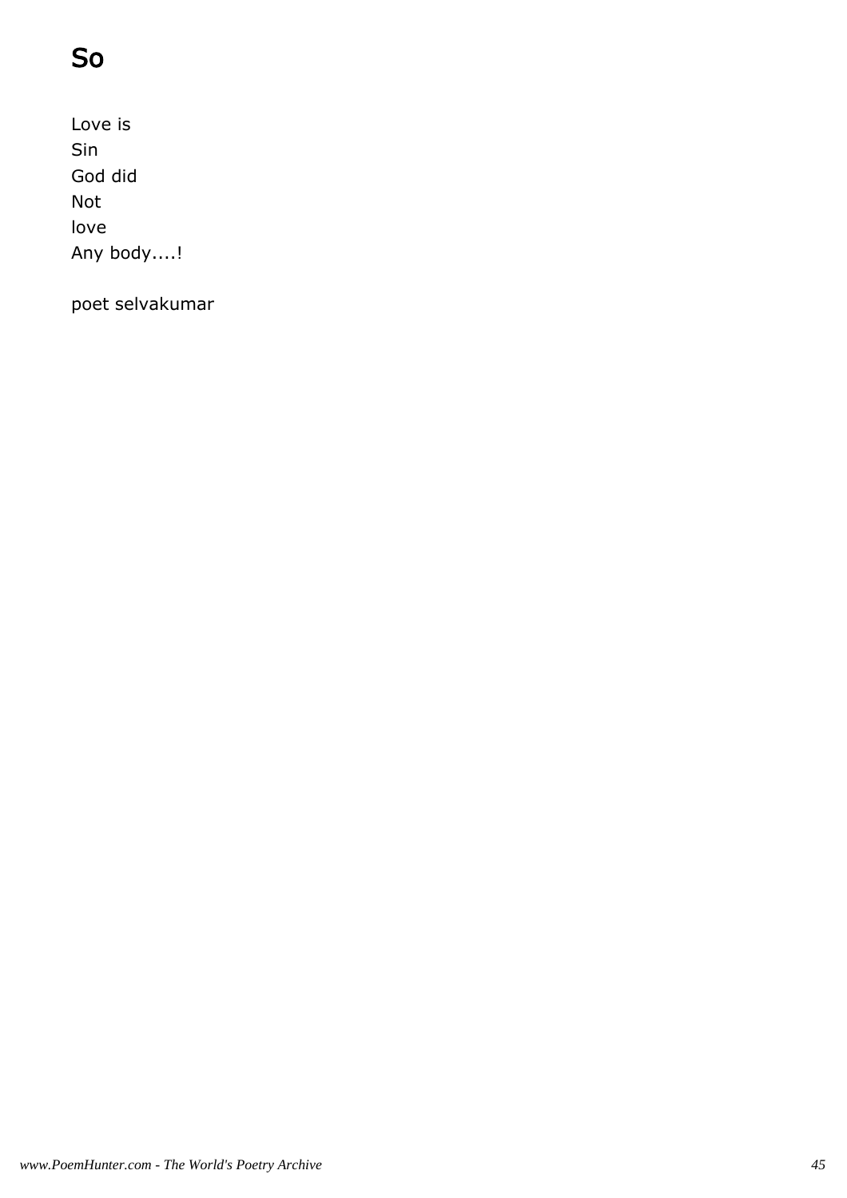# So

Love is  
Sin  
God did  
Not  
love  
Any body....!

poet selvakumar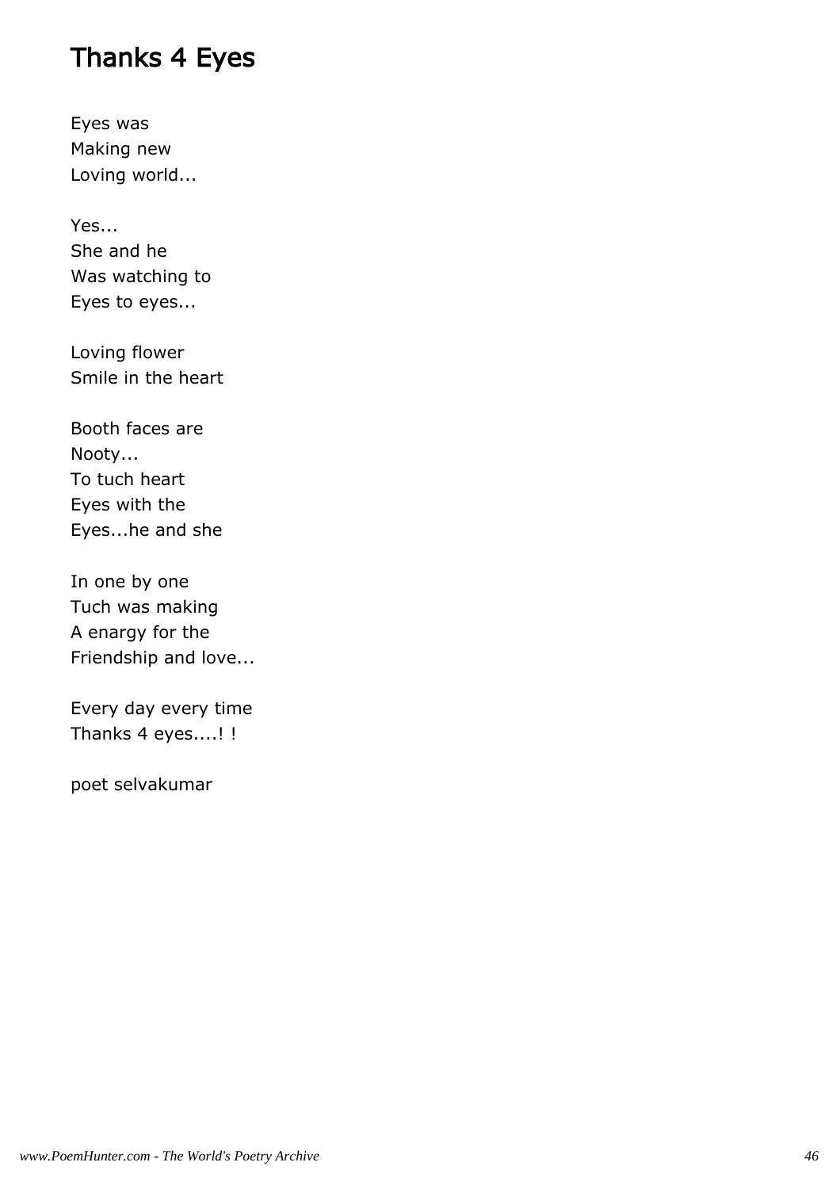# Thanks 4 Eyes

Eyes was  
Making new  
Loving world...

Yes...  
She and he  
Was watching to  
Eyes to eyes...

Loving flower  
Smile in the heart

Booth faces are  
Nooty...  
To tuch heart  
Eyes with the  
Eyes...he and she

In one by one  
Tuch was making  
A enargy for the  
Friendship and love...

Every day every time  
Thanks 4 eyes....! !

poet selvakumar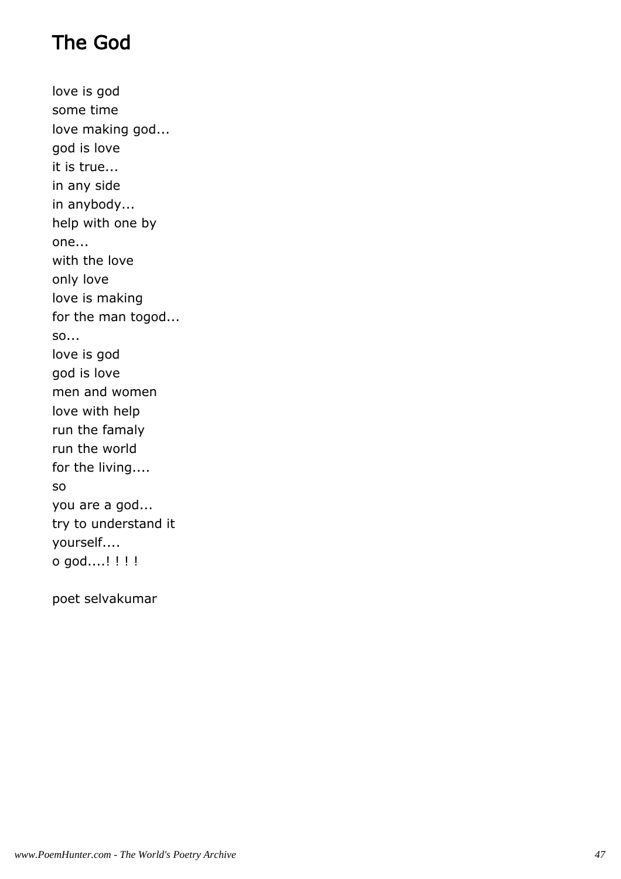# The God

love is god  
some time  
love making god...  
god is love  
it is true...  
in any side  
in anybody...  
help with one by  
one...  
with the love  
only love  
love is making  
for the man togod...  
so...  
love is god  
god is love  
men and women  
love with help  
run the famaly  
run the world  
for the living....  
so  
you are a god...  
try to understand it  
yourself....  
o god....! ! ! !

poet selvakumar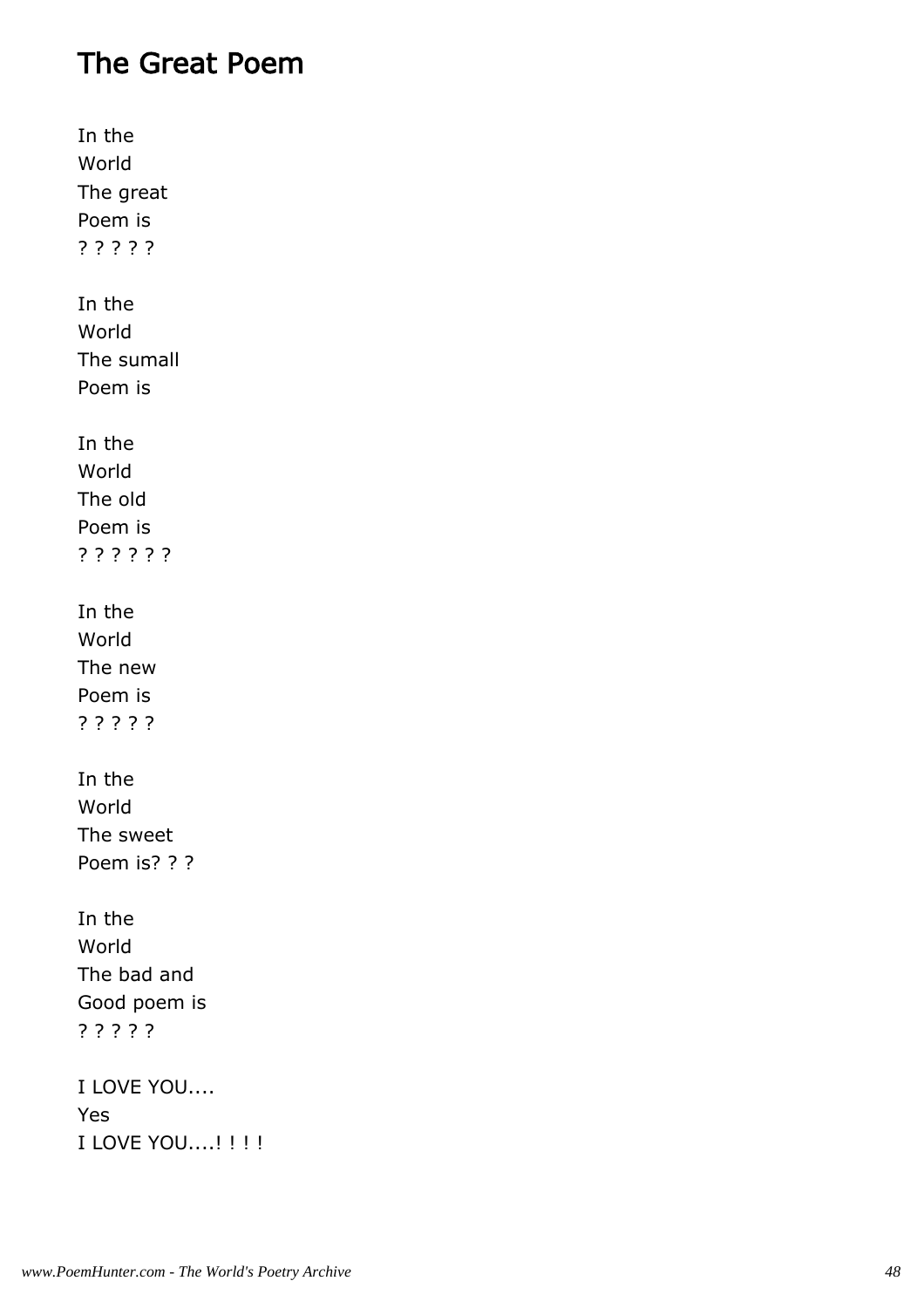# The Great Poem

In the
World
The great
Poem is
? ? ? ? ?

In the
World
The sumall
Poem is

In the
World
The old
Poem is
? ? ? ? ? ?

In the
World
The new
Poem is
? ? ? ? ?

In the
World
The sweet
Poem is? ? ?

In the
World
The bad and
Good poem is
? ? ? ? ?

I LOVE YOU....
Yes
I LOVE YOU....! ! ! !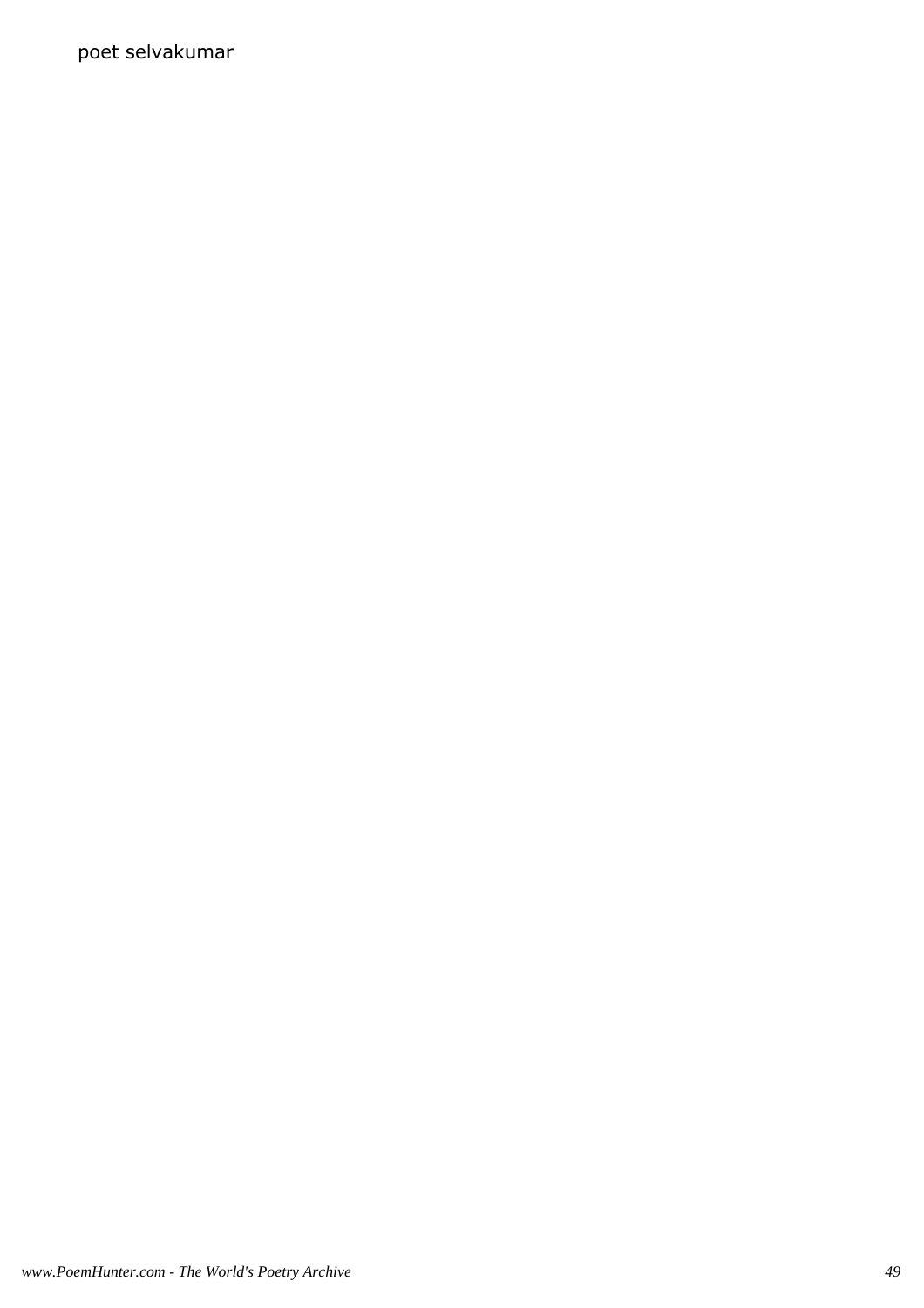poet selvakumar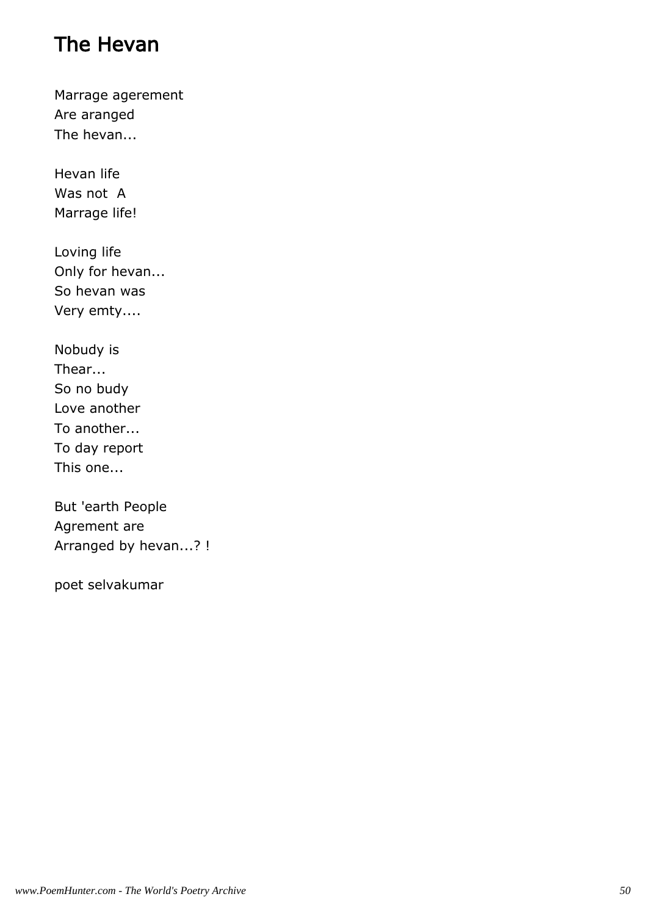# The Hevan

Marrage agerement  
Are aranged  
The hevan...

Hevan life  
Was not A  
Marrage life!

Loving life  
Only for hevan...  
So hevan was  
Very emty....

Nobudy is  
Thear...  
So no budy  
Love another  
To another...  
To day report  
This one...

But 'earth People  
Agrement are  
Arranged by hevan...? !

poet selvakumar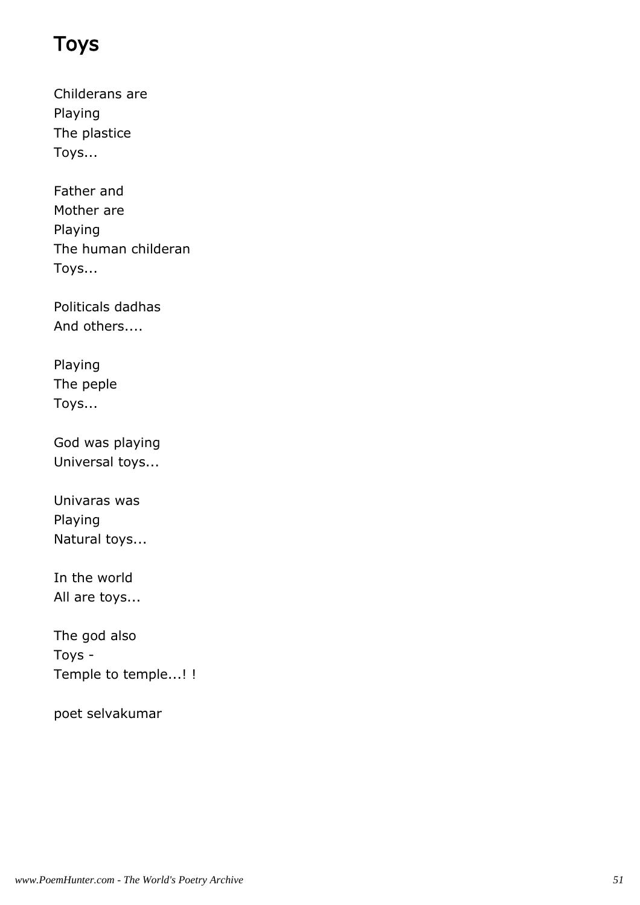# Toys

Childerans are
Playing
The plastice
Toys...

Father and
Mother are
Playing
The human childeran
Toys...

Politicals dadhas
And others....

Playing
The peple
Toys...

God was playing
Universal toys...

Univaras was
Playing
Natural toys...

In the world
All are toys...

The god also
Toys -
Temple to temple...! !

poet selvakumar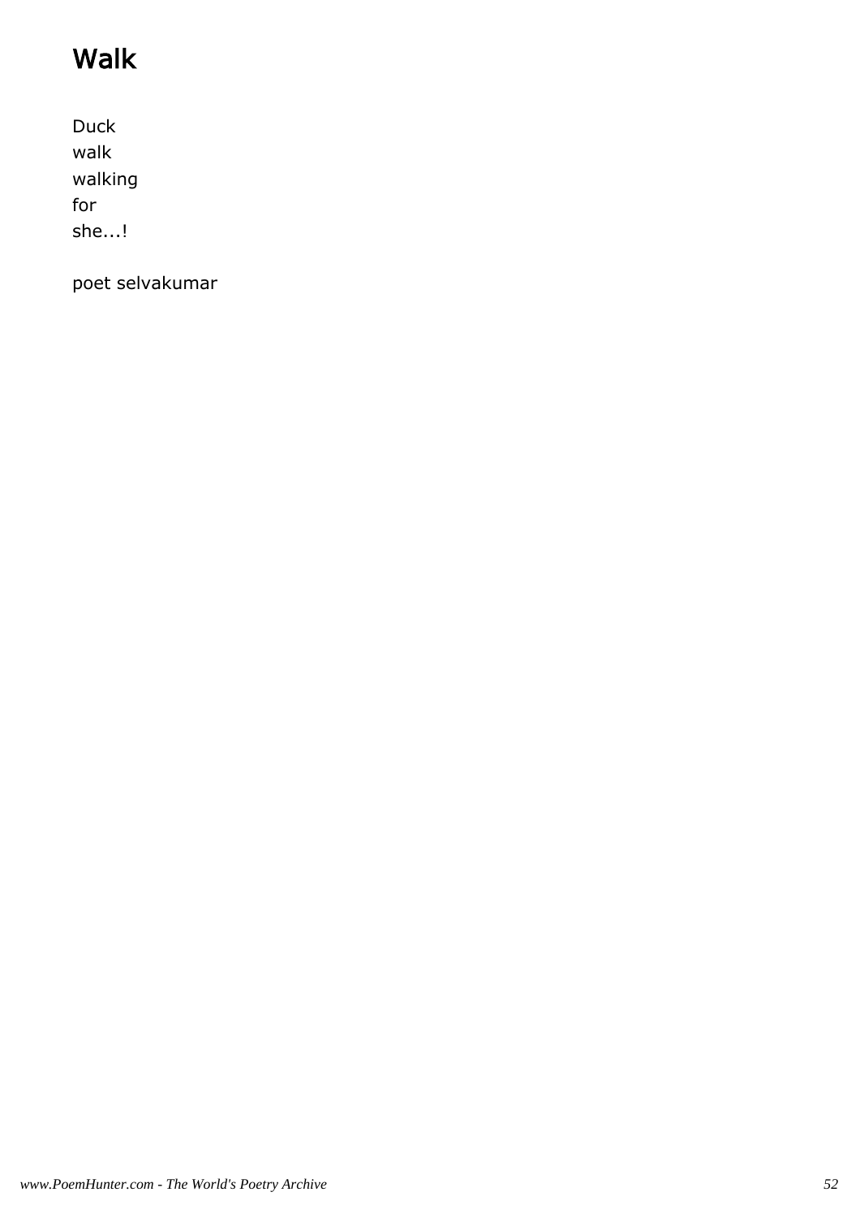# Walk

Duck
walk
walking
for
she...!

poet selvakumar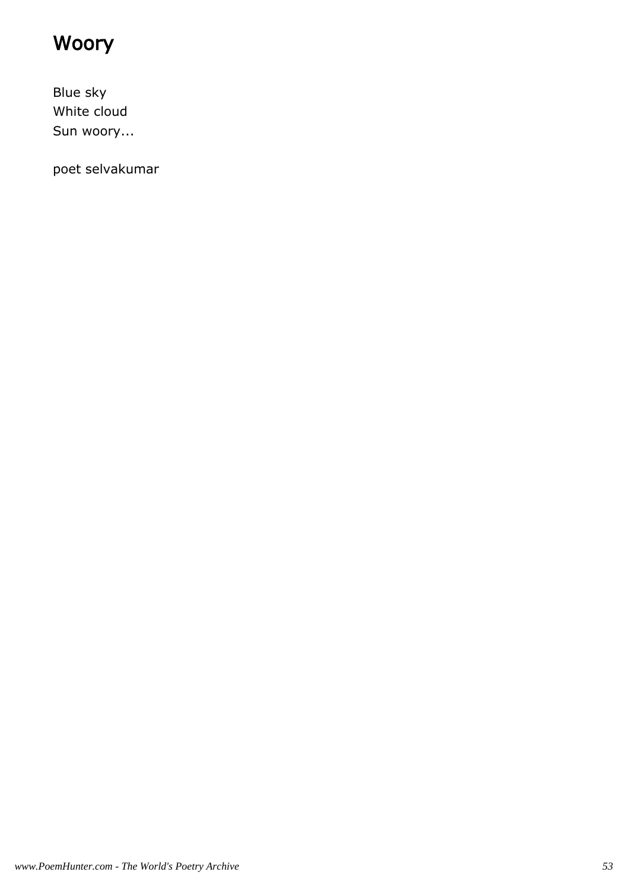# Woory

Blue sky  
White cloud  
Sun woory...

poet selvakumar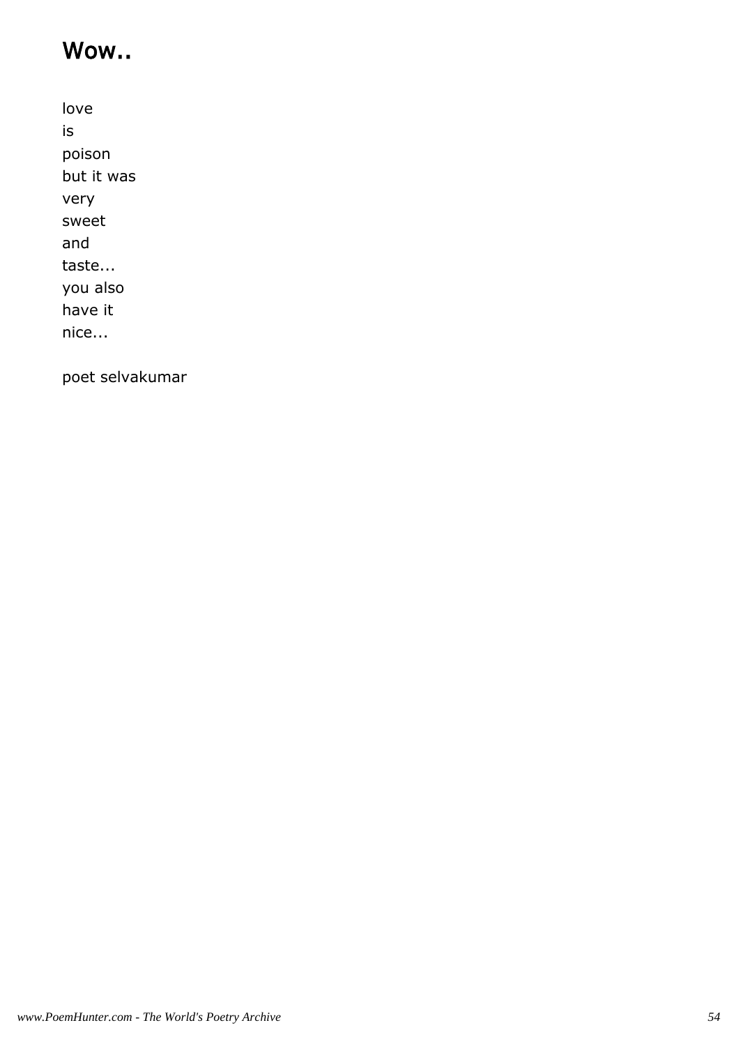## Wow..

love  
is  
poison  
but it was  
very  
sweet  
and  
taste...  
you also  
have it  
nice...

poet selvakumar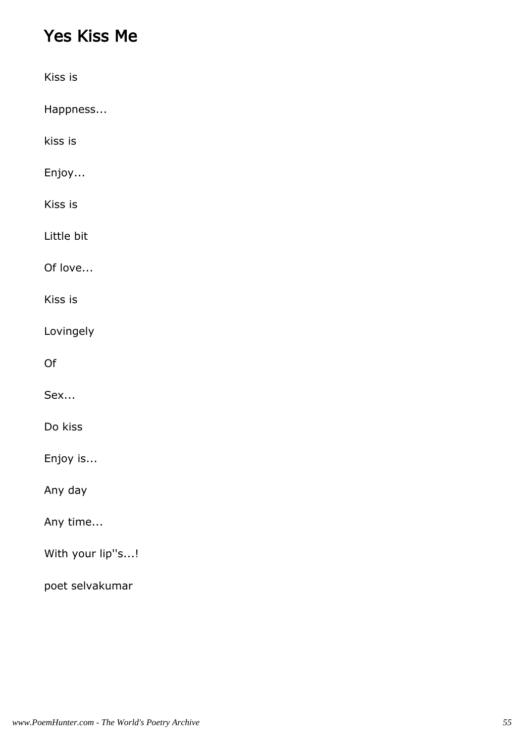# Yes Kiss Me

Kiss is

Happness...

kiss is

Enjoy...

Kiss is

Little bit

Of love...

Kiss is

Lovingely

Of

Sex...

Do kiss

Enjoy is...

Any day

Any time...

With your lip''s...!

poet selvakumar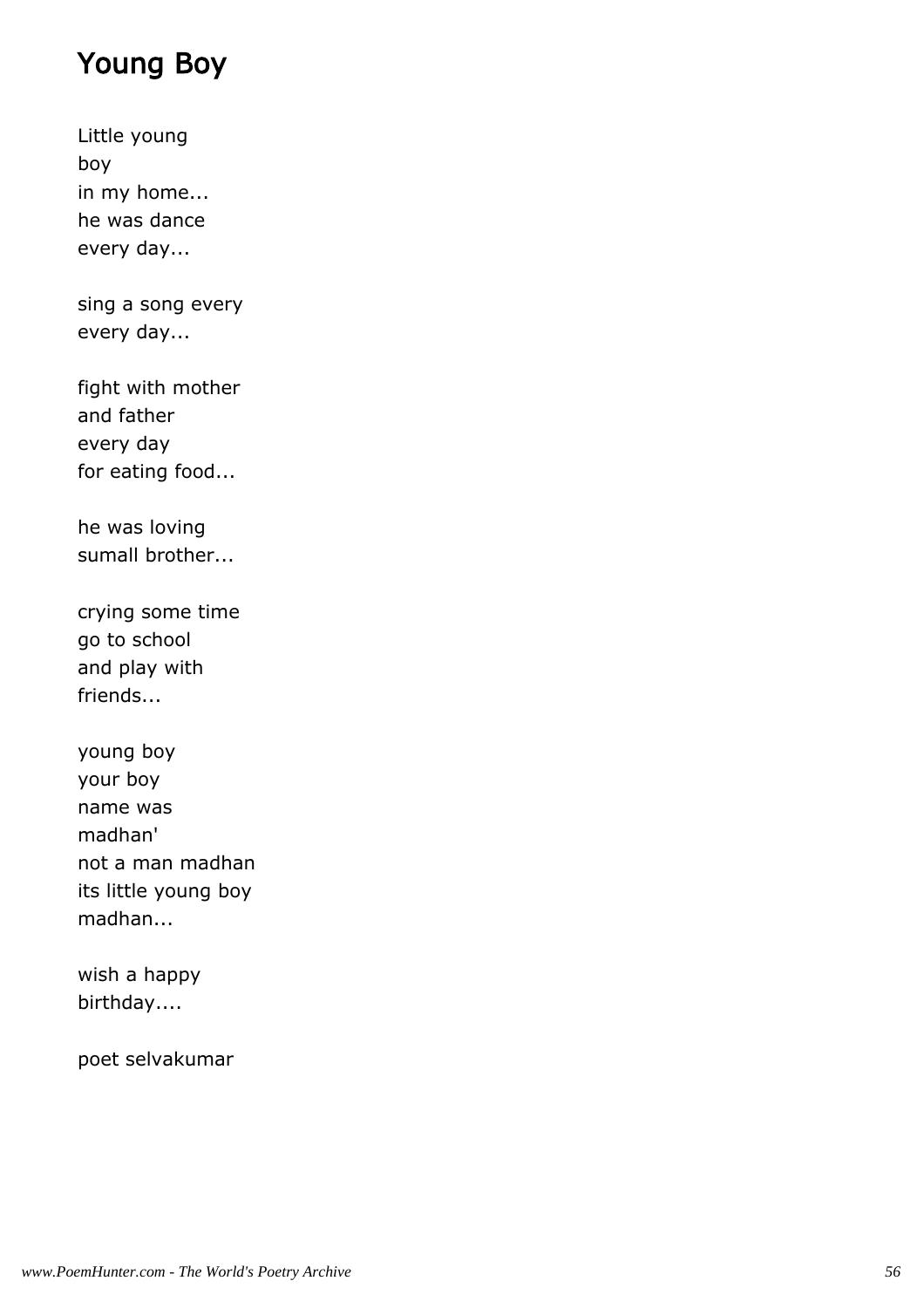# Young Boy

Little young
boy
in my home...
he was dance
every day...

sing a song every
every day...

fight with mother
and father
every day
for eating food...

he was loving
sumall brother...

crying some time
go to school
and play with
friends...

young boy
your boy
name was
madhan'
not a man madhan
its little young boy
madhan...

wish a happy
birthday....

poet selvakumar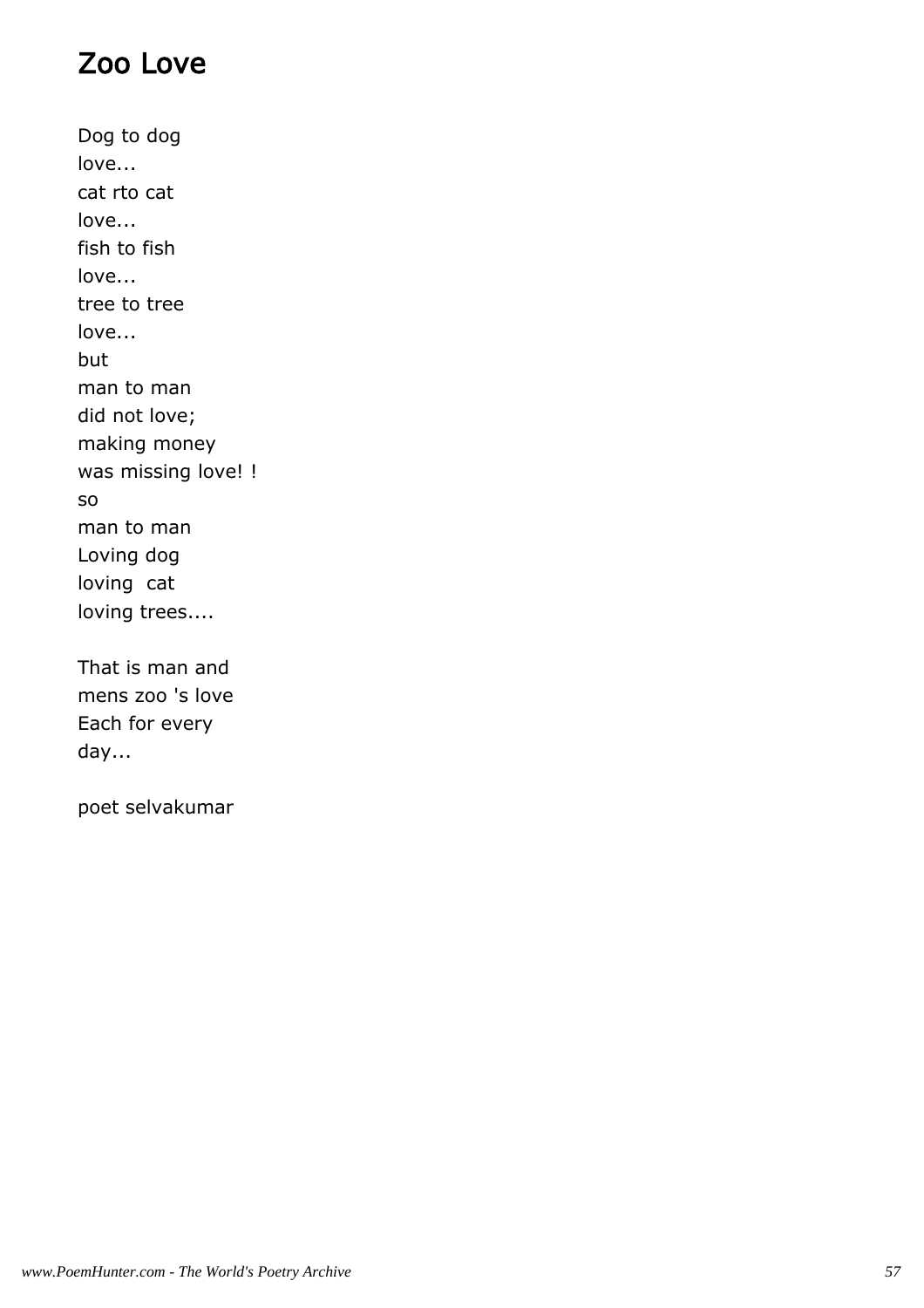# Zoo Love

Dog to dog  
love...  
cat rto cat  
love...  
fish to fish  
love...  
tree to tree  
love...  
but  
man to man  
did not love;  
making money  
was missing love! !  
so  
man to man  
Loving dog  
loving  cat  
loving trees....

That is man and  
mens zoo 's love  
Each for every  
day...

poet selvakumar